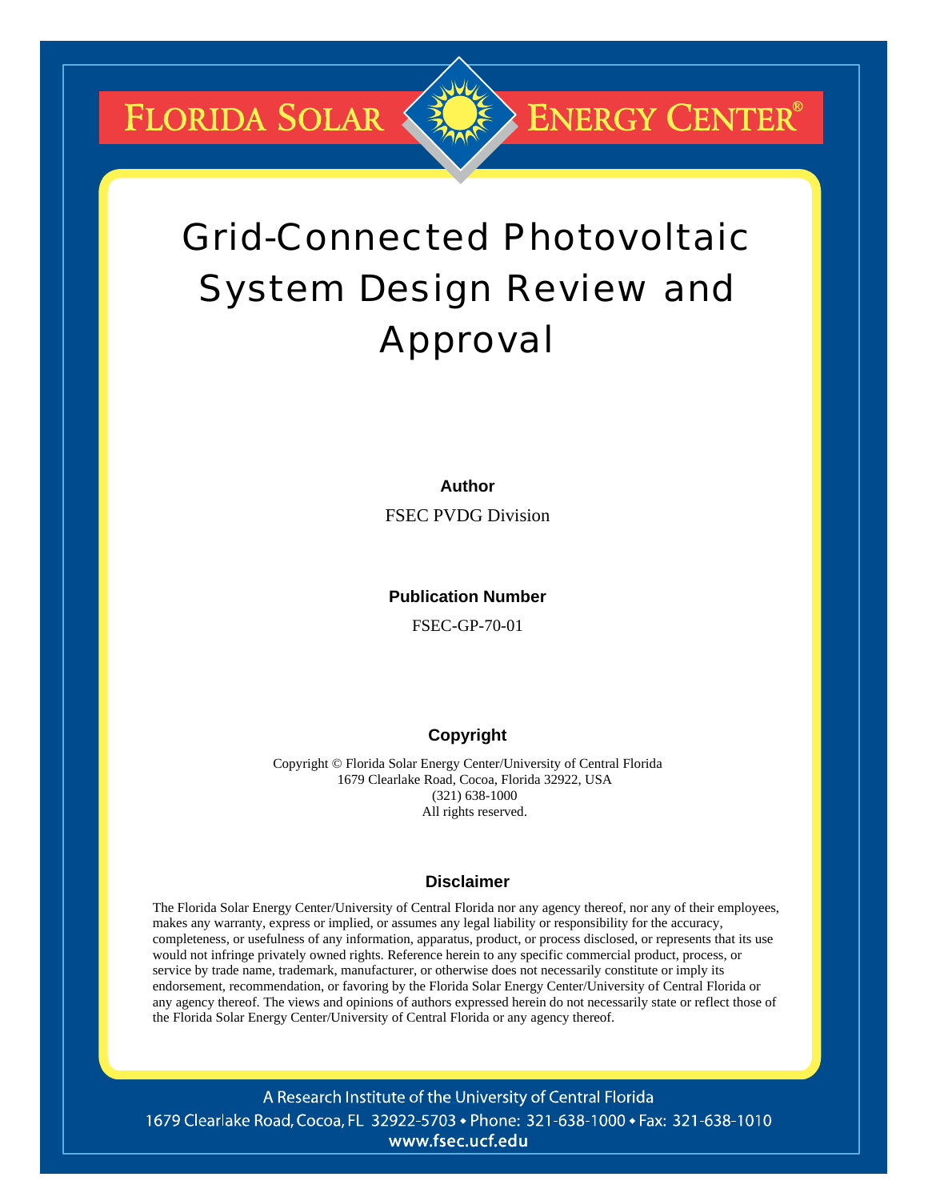FLORIDA SOLAR ENERGY CENTER®

# Grid-Connected Photovoltaic System Design Review and Approval

**Author**

FSEC PVDG Division

**Publication Number**

FSEC-GP-70-01

**Copyright**

Copyright © Florida Solar Energy Center/University of Central Florida
1679 Clearlake Road, Cocoa, Florida 32922, USA
(321) 638-1000
All rights reserved.

**Disclaimer**

The Florida Solar Energy Center/University of Central Florida nor any agency thereof, nor any of their employees, makes any warranty, express or implied, or assumes any legal liability or responsibility for the accuracy, completeness, or usefulness of any information, apparatus, product, or process disclosed, or represents that its use would not infringe privately owned rights. Reference herein to any specific commercial product, process, or service by trade name, trademark, manufacturer, or otherwise does not necessarily constitute or imply its endorsement, recommendation, or favoring by the Florida Solar Energy Center/University of Central Florida or any agency thereof. The views and opinions of authors expressed herein do not necessarily state or reflect those of the Florida Solar Energy Center/University of Central Florida or any agency thereof.

A Research Institute of the University of Central Florida
1679 Clearlake Road, Cocoa, FL 32922-5703 • Phone: 321-638-1000 • Fax: 321-638-1010
www.fsec.ucf.edu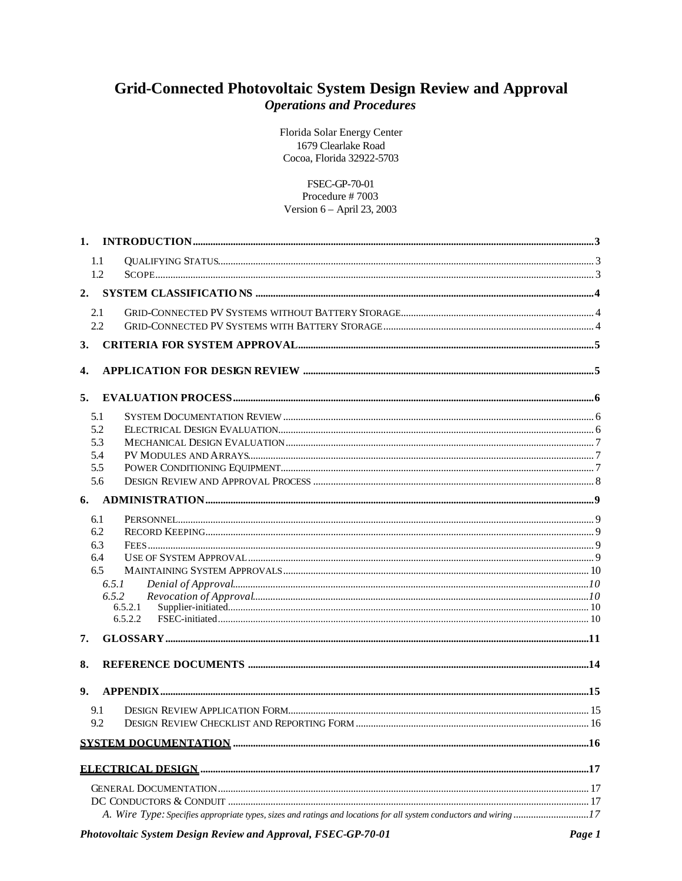# Grid-Connected Photovoltaic System Design Review and Approval

***Operations and Procedures***

Florida Solar Energy Center
1679 Clearlake Road
Cocoa, Florida 32922-5703

FSEC-GP-70-01
Procedure # 7003
Version 6 – April 23, 2003

**1. INTRODUCTION** ..... 3

- 1.1 QUALIFYING STATUS ..... 3
- 1.2 SCOPE ..... 3

**2. SYSTEM CLASSIFICATIONS** ..... 4

- 2.1 GRID-CONNECTED PV SYSTEMS WITHOUT BATTERY STORAGE ..... 4
- 2.2 GRID-CONNECTED PV SYSTEMS WITH BATTERY STORAGE ..... 4

**3. CRITERIA FOR SYSTEM APPROVAL** ..... 5

**4. APPLICATION FOR DESIGN REVIEW** ..... 5

**5. EVALUATION PROCESS** ..... 6

- 5.1 SYSTEM DOCUMENTATION REVIEW ..... 6
- 5.2 ELECTRICAL DESIGN EVALUATION ..... 6
- 5.3 MECHANICAL DESIGN EVALUATION ..... 7
- 5.4 PV MODULES AND ARRAYS ..... 7
- 5.5 POWER CONDITIONING EQUIPMENT ..... 7
- 5.6 DESIGN REVIEW AND APPROVAL PROCESS ..... 8

**6. ADMINISTRATION** ..... 9

- 6.1 PERSONNEL ..... 9
- 6.2 RECORD KEEPING ..... 9
- 6.3 FEES ..... 9
- 6.4 USE OF SYSTEM APPROVAL ..... 9
- 6.5 MAINTAINING SYSTEM APPROVALS ..... 10
  - *6.5.1 Denial of Approval* ..... *10*
  - *6.5.2 Revocation of Approval* ..... *10*
    - 6.5.2.1 Supplier-initiated ..... 10
    - 6.5.2.2 FSEC-initiated ..... 10

**7. GLOSSARY** ..... 11

**8. REFERENCE DOCUMENTS** ..... 14

**9. APPENDIX** ..... 15

- 9.1 DESIGN REVIEW APPLICATION FORM ..... 15
- 9.2 DESIGN REVIEW CHECKLIST AND REPORTING FORM ..... 16

**SYSTEM DOCUMENTATION** ..... 16

**ELECTRICAL DESIGN** ..... 17

GENERAL DOCUMENTATION ..... 17
DC CONDUCTORS & CONDUIT ..... 17
*A. Wire Type: Specifies appropriate types, sizes and ratings and locations for all system conductors and wiring* ..... *17*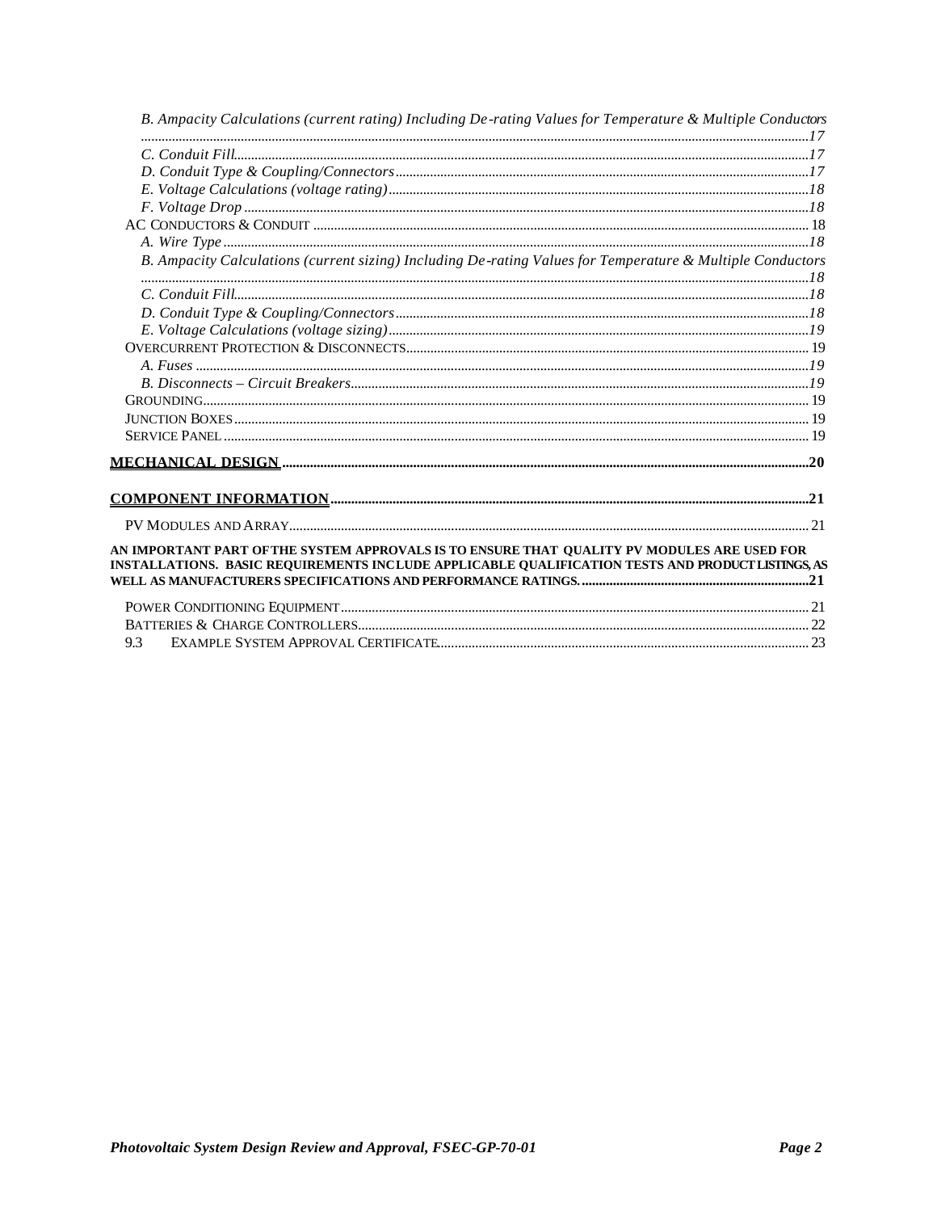*B. Ampacity Calculations (current rating) Including De-rating Values for Temperature & Multiple Conductors* ....17

*C. Conduit Fill*....17

*D. Conduit Type & Coupling/Connectors*....17

*E. Voltage Calculations (voltage rating)*....18

*F. Voltage Drop*....18

AC CONDUCTORS & CONDUIT .... 18

*A. Wire Type*....18

*B. Ampacity Calculations (current sizing) Including De-rating Values for Temperature & Multiple Conductors* ....18

*C. Conduit Fill*....18

*D. Conduit Type & Coupling/Connectors*....18

*E. Voltage Calculations (voltage sizing)*....19

OVERCURRENT PROTECTION & DISCONNECTS.... 19

*A. Fuses*....19

*B. Disconnects – Circuit Breakers*....19

GROUNDING.... 19

JUNCTION BOXES.... 19

SERVICE PANEL.... 19

**MECHANICAL DESIGN**....20

**COMPONENT INFORMATION**....21

PV MODULES AND ARRAY.... 21

**AN IMPORTANT PART OF THE SYSTEM APPROVALS IS TO ENSURE THAT QUALITY PV MODULES ARE USED FOR INSTALLATIONS. BASIC REQUIREMENTS INCLUDE APPLICABLE QUALIFICATION TESTS AND PRODUCT LISTINGS, AS WELL AS MANUFACTURERS SPECIFICATIONS AND PERFORMANCE RATINGS.**....21

POWER CONDITIONING EQUIPMENT.... 21

BATTERIES & CHARGE CONTROLLERS.... 22

9.3 EXAMPLE SYSTEM APPROVAL CERTIFICATE.... 23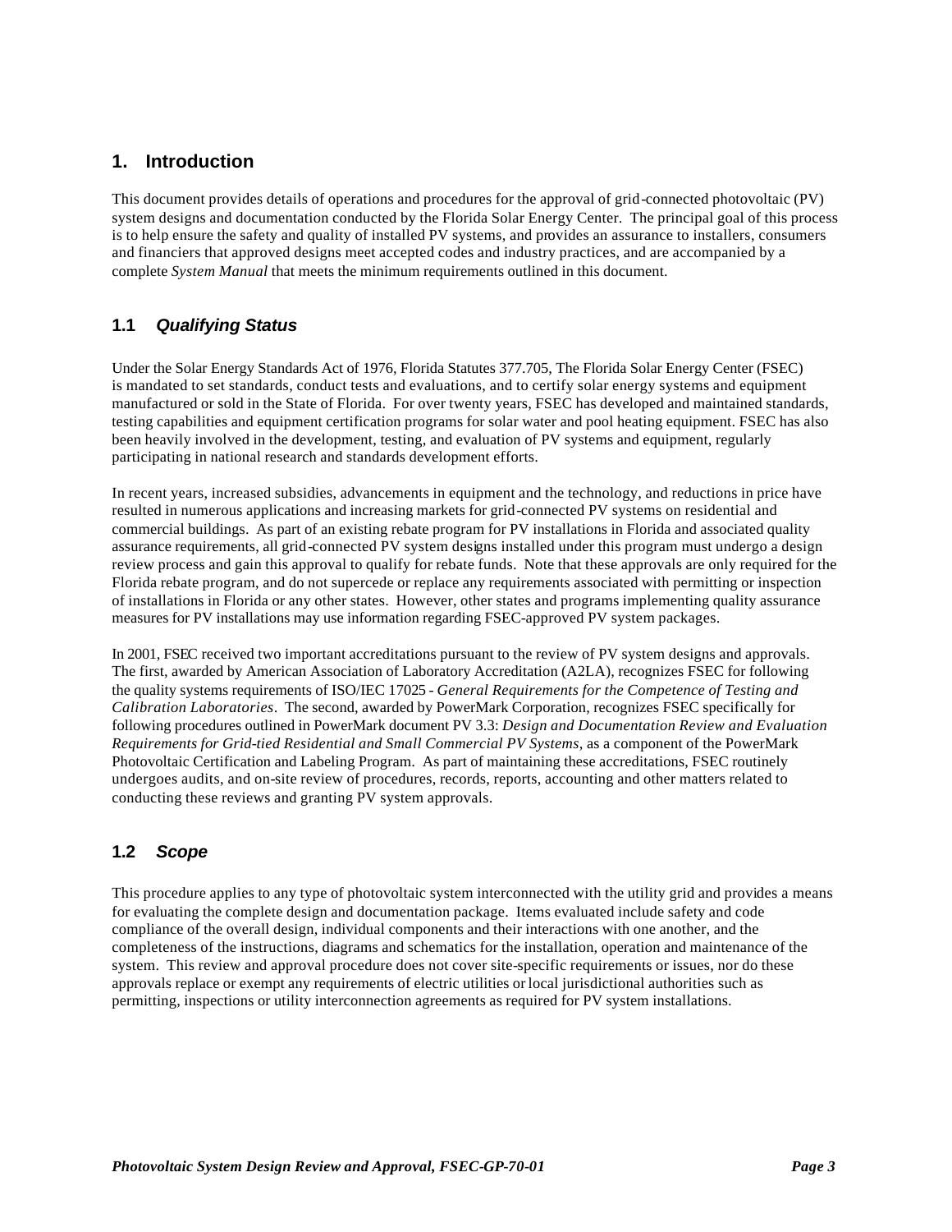# 1. Introduction

This document provides details of operations and procedures for the approval of grid-connected photovoltaic (PV) system designs and documentation conducted by the Florida Solar Energy Center. The principal goal of this process is to help ensure the safety and quality of installed PV systems, and provides an assurance to installers, consumers and financiers that approved designs meet accepted codes and industry practices, and are accompanied by a complete *System Manual* that meets the minimum requirements outlined in this document.

## 1.1 *Qualifying Status*

Under the Solar Energy Standards Act of 1976, Florida Statutes 377.705, The Florida Solar Energy Center (FSEC) is mandated to set standards, conduct tests and evaluations, and to certify solar energy systems and equipment manufactured or sold in the State of Florida. For over twenty years, FSEC has developed and maintained standards, testing capabilities and equipment certification programs for solar water and pool heating equipment. FSEC has also been heavily involved in the development, testing, and evaluation of PV systems and equipment, regularly participating in national research and standards development efforts.

In recent years, increased subsidies, advancements in equipment and the technology, and reductions in price have resulted in numerous applications and increasing markets for grid-connected PV systems on residential and commercial buildings. As part of an existing rebate program for PV installations in Florida and associated quality assurance requirements, all grid-connected PV system designs installed under this program must undergo a design review process and gain this approval to qualify for rebate funds. Note that these approvals are only required for the Florida rebate program, and do not supercede or replace any requirements associated with permitting or inspection of installations in Florida or any other states. However, other states and programs implementing quality assurance measures for PV installations may use information regarding FSEC-approved PV system packages.

In 2001, FSEC received two important accreditations pursuant to the review of PV system designs and approvals. The first, awarded by American Association of Laboratory Accreditation (A2LA), recognizes FSEC for following the quality systems requirements of ISO/IEC 17025 - *General Requirements for the Competence of Testing and Calibration Laboratories*. The second, awarded by PowerMark Corporation, recognizes FSEC specifically for following procedures outlined in PowerMark document PV 3.3: *Design and Documentation Review and Evaluation Requirements for Grid-tied Residential and Small Commercial PV Systems*, as a component of the PowerMark Photovoltaic Certification and Labeling Program. As part of maintaining these accreditations, FSEC routinely undergoes audits, and on-site review of procedures, records, reports, accounting and other matters related to conducting these reviews and granting PV system approvals.

## 1.2 *Scope*

This procedure applies to any type of photovoltaic system interconnected with the utility grid and provides a means for evaluating the complete design and documentation package. Items evaluated include safety and code compliance of the overall design, individual components and their interactions with one another, and the completeness of the instructions, diagrams and schematics for the installation, operation and maintenance of the system. This review and approval procedure does not cover site-specific requirements or issues, nor do these approvals replace or exempt any requirements of electric utilities or local jurisdictional authorities such as permitting, inspections or utility interconnection agreements as required for PV system installations.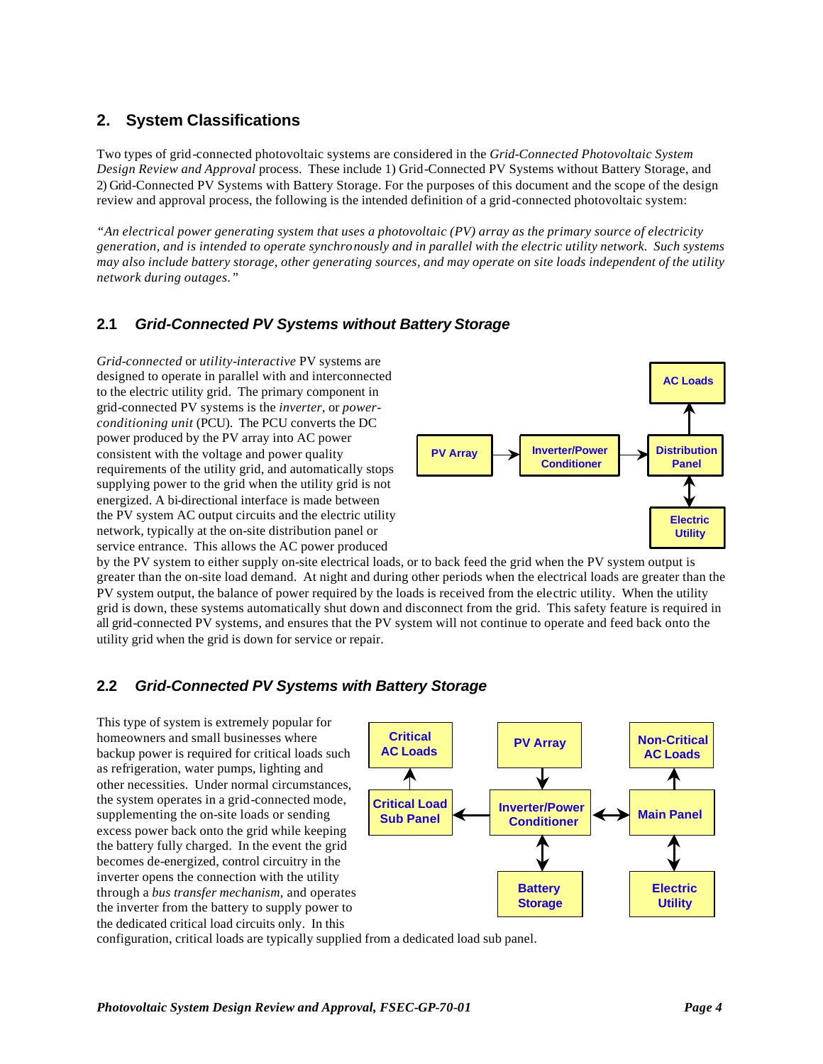## 2. System Classifications

Two types of grid-connected photovoltaic systems are considered in the *Grid-Connected Photovoltaic System Design Review and Approval* process. These include 1) Grid-Connected PV Systems without Battery Storage, and 2) Grid-Connected PV Systems with Battery Storage. For the purposes of this document and the scope of the design review and approval process, the following is the intended definition of a grid-connected photovoltaic system:

*"An electrical power generating system that uses a photovoltaic (PV) array as the primary source of electricity generation, and is intended to operate synchronously and in parallel with the electric utility network. Such systems may also include battery storage, other generating sources, and may operate on site loads independent of the utility network during outages."*

### 2.1 *Grid-Connected PV Systems without Battery Storage*

*Grid-connected* or *utility-interactive* PV systems are designed to operate in parallel with and interconnected to the electric utility grid. The primary component in grid-connected PV systems is the *inverter,* or *power-conditioning unit* (PCU). The PCU converts the DC power produced by the PV array into AC power consistent with the voltage and power quality requirements of the utility grid, and automatically stops supplying power to the grid when the utility grid is not energized. A bi-directional interface is made between the PV system AC output circuits and the electric utility network, typically at the on-site distribution panel or service entrance. This allows the AC power produced by the PV system to either supply on-site electrical loads, or to back feed the grid when the PV system output is greater than the on-site load demand. At night and during other periods when the electrical loads are greater than the PV system output, the balance of power required by the loads is received from the electric utility. When the utility grid is down, these systems automatically shut down and disconnect from the grid. This safety feature is required in all grid-connected PV systems, and ensures that the PV system will not continue to operate and feed back onto the utility grid when the grid is down for service or repair.

PV Array → Inverter/Power Conditioner → Distribution Panel → AC Loads; Distribution Panel ↔ Electric Utility

### 2.2 *Grid-Connected PV Systems with Battery Storage*

This type of system is extremely popular for homeowners and small businesses where backup power is required for critical loads such as refrigeration, water pumps, lighting and other necessities. Under normal circumstances, the system operates in a grid-connected mode, supplementing the on-site loads or sending excess power back onto the grid while keeping the battery fully charged. In the event the grid becomes de-energized, control circuitry in the inverter opens the connection with the utility through a *bus transfer mechanism*, and operates the inverter from the battery to supply power to the dedicated critical load circuits only. In this configuration, critical loads are typically supplied from a dedicated load sub panel.

PV Array → Inverter/Power Conditioner; Inverter/Power Conditioner → Critical Load Sub Panel → Critical AC Loads; Inverter/Power Conditioner ↔ Battery Storage; Inverter/Power Conditioner ↔ Main Panel → Non-Critical AC Loads; Main Panel ↔ Electric Utility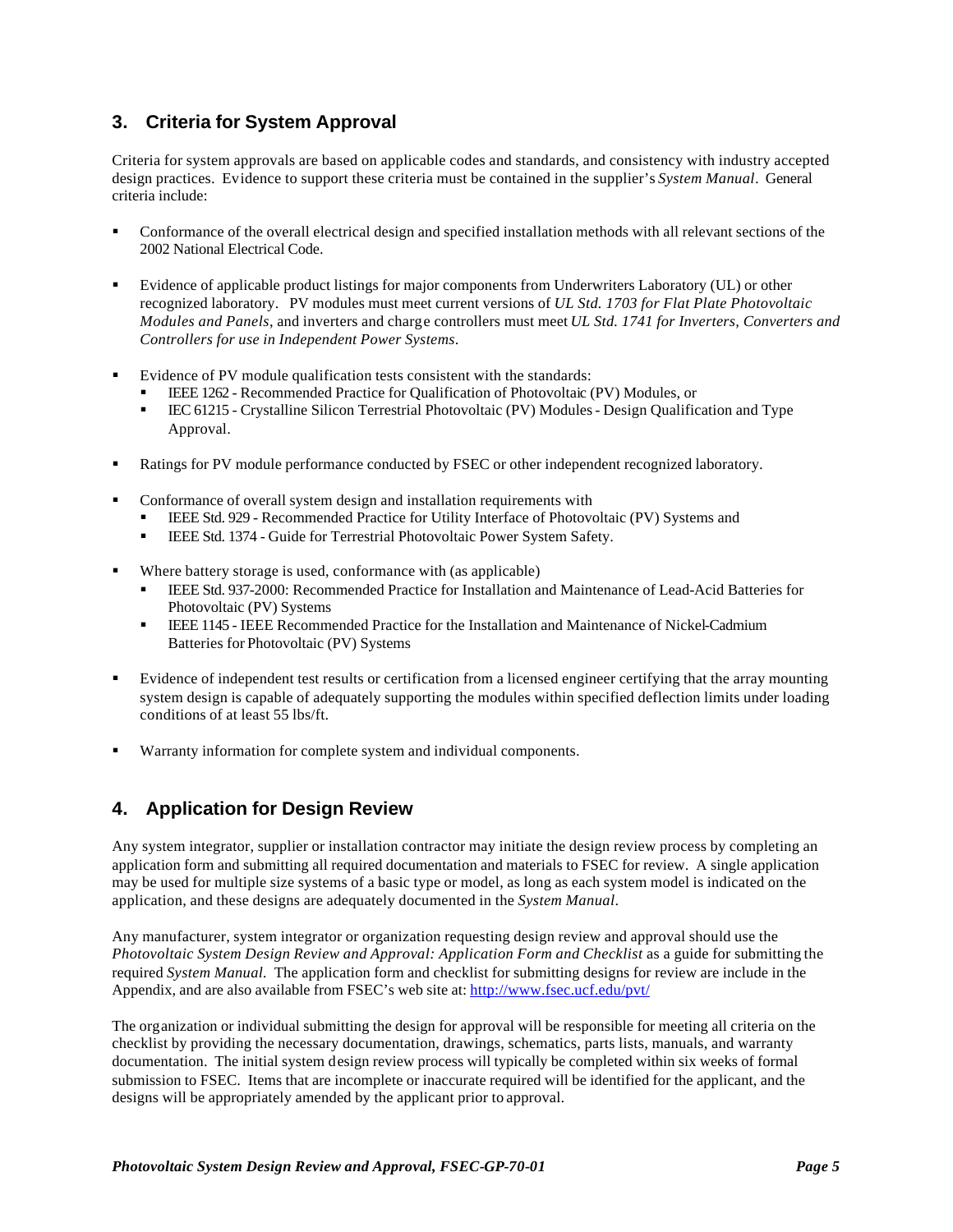## 3. Criteria for System Approval

Criteria for system approvals are based on applicable codes and standards, and consistency with industry accepted design practices. Evidence to support these criteria must be contained in the supplier's *System Manual*. General criteria include:

- Conformance of the overall electrical design and specified installation methods with all relevant sections of the 2002 National Electrical Code.

- Evidence of applicable product listings for major components from Underwriters Laboratory (UL) or other recognized laboratory. PV modules must meet current versions of *UL Std. 1703 for Flat Plate Photovoltaic Modules and Panels*, and inverters and charge controllers must meet *UL Std. 1741 for Inverters, Converters and Controllers for use in Independent Power Systems*.

- Evidence of PV module qualification tests consistent with the standards:
  - IEEE 1262 - Recommended Practice for Qualification of Photovoltaic (PV) Modules, or
  - IEC 61215 - Crystalline Silicon Terrestrial Photovoltaic (PV) Modules - Design Qualification and Type Approval.

- Ratings for PV module performance conducted by FSEC or other independent recognized laboratory.

- Conformance of overall system design and installation requirements with
  - IEEE Std. 929 - Recommended Practice for Utility Interface of Photovoltaic (PV) Systems and
  - IEEE Std. 1374 - Guide for Terrestrial Photovoltaic Power System Safety.

- Where battery storage is used, conformance with (as applicable)
  - IEEE Std. 937-2000: Recommended Practice for Installation and Maintenance of Lead-Acid Batteries for Photovoltaic (PV) Systems
  - IEEE 1145 - IEEE Recommended Practice for the Installation and Maintenance of Nickel-Cadmium Batteries for Photovoltaic (PV) Systems

- Evidence of independent test results or certification from a licensed engineer certifying that the array mounting system design is capable of adequately supporting the modules within specified deflection limits under loading conditions of at least 55 lbs/ft.

- Warranty information for complete system and individual components.

## 4. Application for Design Review

Any system integrator, supplier or installation contractor may initiate the design review process by completing an application form and submitting all required documentation and materials to FSEC for review. A single application may be used for multiple size systems of a basic type or model, as long as each system model is indicated on the application, and these designs are adequately documented in the *System Manual*.

Any manufacturer, system integrator or organization requesting design review and approval should use the *Photovoltaic System Design Review and Approval: Application Form and Checklist* as a guide for submitting the required *System Manual*. The application form and checklist for submitting designs for review are include in the Appendix, and are also available from FSEC's web site at: http://www.fsec.ucf.edu/pvt/

The organization or individual submitting the design for approval will be responsible for meeting all criteria on the checklist by providing the necessary documentation, drawings, schematics, parts lists, manuals, and warranty documentation. The initial system design review process will typically be completed within six weeks of formal submission to FSEC. Items that are incomplete or inaccurate required will be identified for the applicant, and the designs will be appropriately amended by the applicant prior to approval.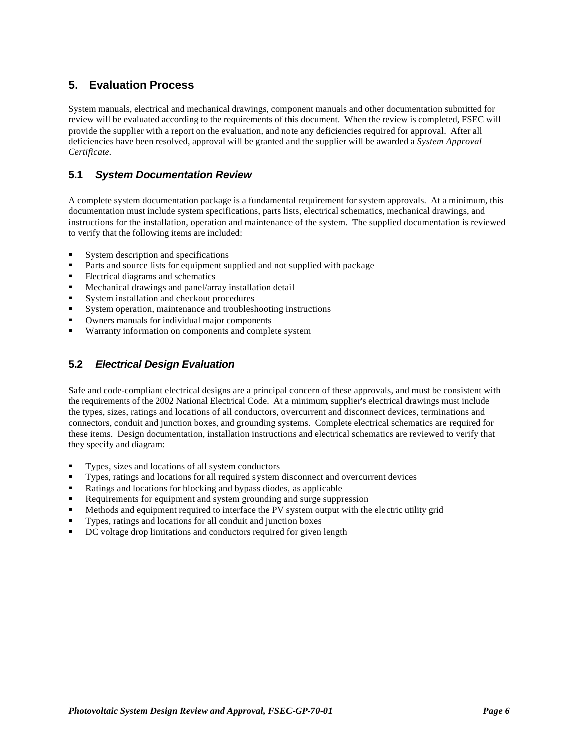## 5. Evaluation Process

System manuals, electrical and mechanical drawings, component manuals and other documentation submitted for review will be evaluated according to the requirements of this document. When the review is completed, FSEC will provide the supplier with a report on the evaluation, and note any deficiencies required for approval. After all deficiencies have been resolved, approval will be granted and the supplier will be awarded a *System Approval Certificate*.

### 5.1 *System Documentation Review*

A complete system documentation package is a fundamental requirement for system approvals. At a minimum, this documentation must include system specifications, parts lists, electrical schematics, mechanical drawings, and instructions for the installation, operation and maintenance of the system. The supplied documentation is reviewed to verify that the following items are included:

- System description and specifications
- Parts and source lists for equipment supplied and not supplied with package
- Electrical diagrams and schematics
- Mechanical drawings and panel/array installation detail
- System installation and checkout procedures
- System operation, maintenance and troubleshooting instructions
- Owners manuals for individual major components
- Warranty information on components and complete system

### 5.2 *Electrical Design Evaluation*

Safe and code-compliant electrical designs are a principal concern of these approvals, and must be consistent with the requirements of the 2002 National Electrical Code. At a minimum, supplier's electrical drawings must include the types, sizes, ratings and locations of all conductors, overcurrent and disconnect devices, terminations and connectors, conduit and junction boxes, and grounding systems. Complete electrical schematics are required for these items. Design documentation, installation instructions and electrical schematics are reviewed to verify that they specify and diagram:

- Types, sizes and locations of all system conductors
- Types, ratings and locations for all required system disconnect and overcurrent devices
- Ratings and locations for blocking and bypass diodes, as applicable
- Requirements for equipment and system grounding and surge suppression
- Methods and equipment required to interface the PV system output with the electric utility grid
- Types, ratings and locations for all conduit and junction boxes
- DC voltage drop limitations and conductors required for given length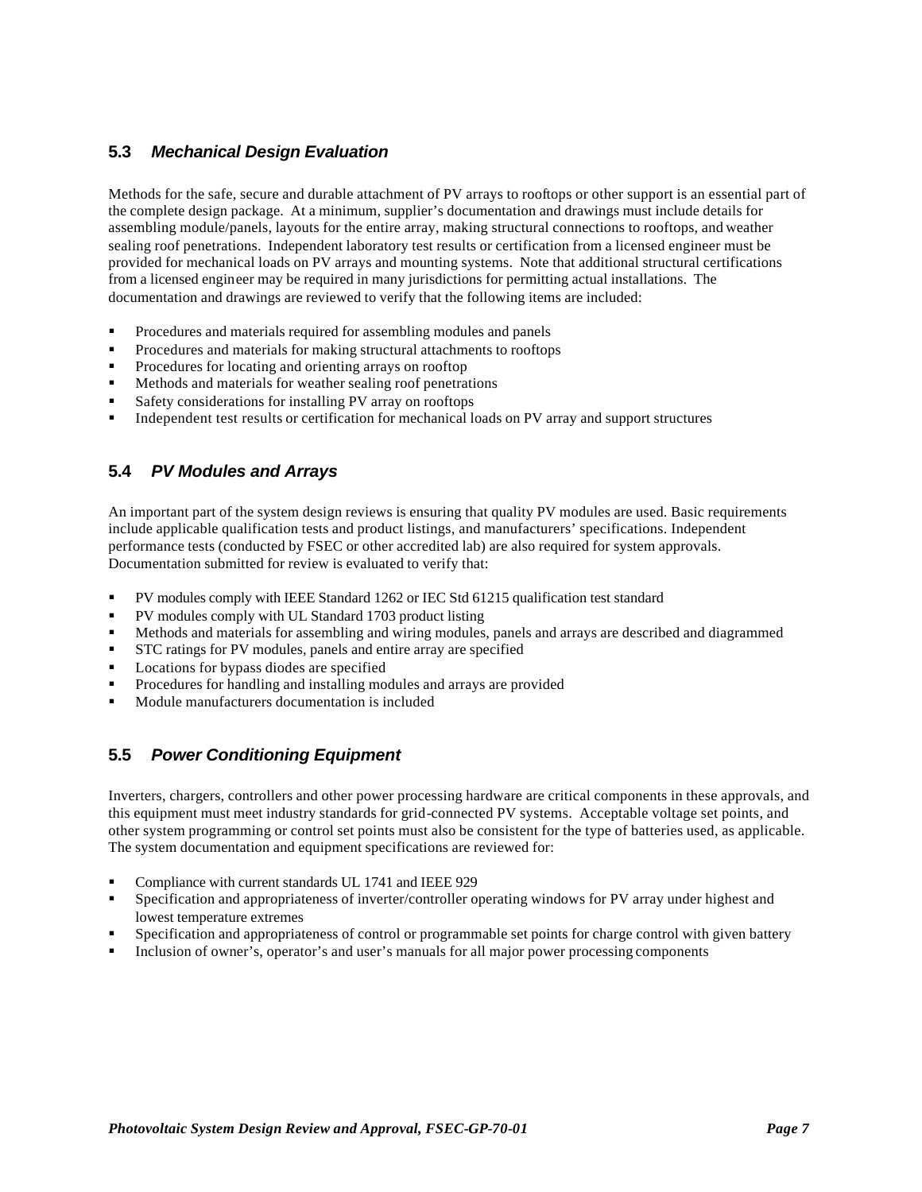## 5.3 *Mechanical Design Evaluation*

Methods for the safe, secure and durable attachment of PV arrays to rooftops or other support is an essential part of the complete design package. At a minimum, supplier's documentation and drawings must include details for assembling module/panels, layouts for the entire array, making structural connections to rooftops, and weather sealing roof penetrations. Independent laboratory test results or certification from a licensed engineer must be provided for mechanical loads on PV arrays and mounting systems. Note that additional structural certifications from a licensed engineer may be required in many jurisdictions for permitting actual installations. The documentation and drawings are reviewed to verify that the following items are included:

- Procedures and materials required for assembling modules and panels
- Procedures and materials for making structural attachments to rooftops
- Procedures for locating and orienting arrays on rooftop
- Methods and materials for weather sealing roof penetrations
- Safety considerations for installing PV array on rooftops
- Independent test results or certification for mechanical loads on PV array and support structures

## 5.4 *PV Modules and Arrays*

An important part of the system design reviews is ensuring that quality PV modules are used. Basic requirements include applicable qualification tests and product listings, and manufacturers' specifications. Independent performance tests (conducted by FSEC or other accredited lab) are also required for system approvals. Documentation submitted for review is evaluated to verify that:

- PV modules comply with IEEE Standard 1262 or IEC Std 61215 qualification test standard
- PV modules comply with UL Standard 1703 product listing
- Methods and materials for assembling and wiring modules, panels and arrays are described and diagrammed
- STC ratings for PV modules, panels and entire array are specified
- Locations for bypass diodes are specified
- Procedures for handling and installing modules and arrays are provided
- Module manufacturers documentation is included

## 5.5 *Power Conditioning Equipment*

Inverters, chargers, controllers and other power processing hardware are critical components in these approvals, and this equipment must meet industry standards for grid-connected PV systems. Acceptable voltage set points, and other system programming or control set points must also be consistent for the type of batteries used, as applicable. The system documentation and equipment specifications are reviewed for:

- Compliance with current standards UL 1741 and IEEE 929
- Specification and appropriateness of inverter/controller operating windows for PV array under highest and lowest temperature extremes
- Specification and appropriateness of control or programmable set points for charge control with given battery
- Inclusion of owner's, operator's and user's manuals for all major power processing components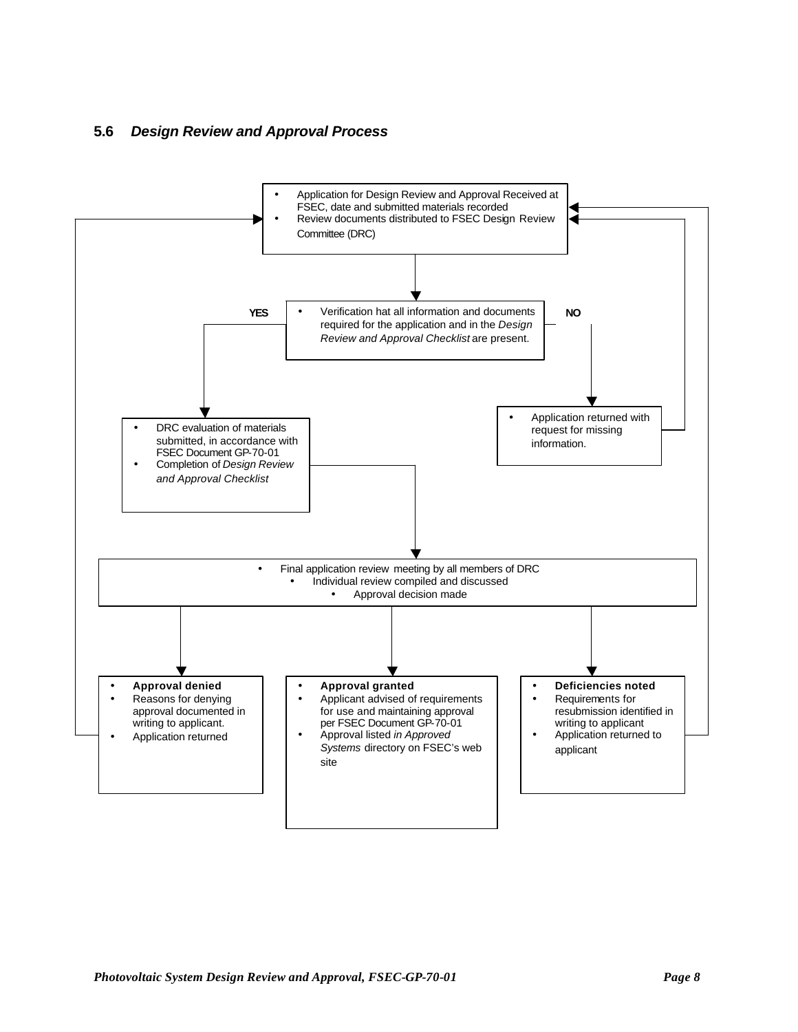## 5.6 *Design Review and Approval Process*

- Application for Design Review and Approval Received at FSEC, date and submitted materials recorded
- Review documents distributed to FSEC Design Review Committee (DRC)

- Verification hat all information and documents required for the application and in the *Design Review and Approval Checklist* are present.

**YES**

- DRC evaluation of materials submitted, in accordance with FSEC Document GP-70-01
- Completion of *Design Review and Approval Checklist*

**NO**

- Application returned with request for missing information.

- Final application review meeting by all members of DRC
- Individual review compiled and discussed
- Approval decision made

- **Approval denied**
- Reasons for denying approval documented in writing to applicant.
- Application returned

- **Approval granted**
- Applicant advised of requirements for use and maintaining approval per FSEC Document GP-70-01
- Approval listed *in Approved Systems* directory on FSEC's web site

- **Deficiencies noted**
- Requirements for resubmission identified in writing to applicant
- Application returned to applicant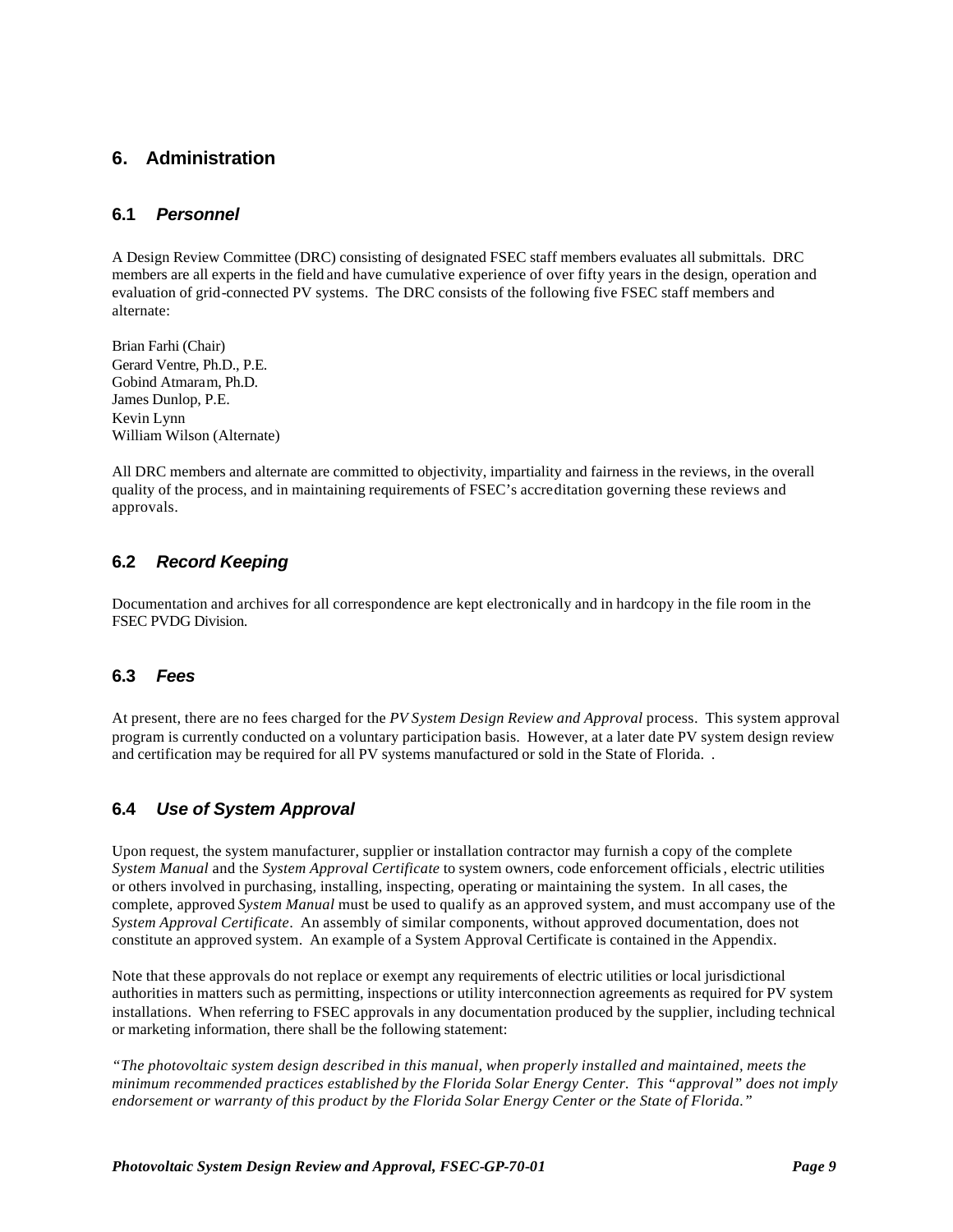## 6. Administration

### 6.1 *Personnel*

A Design Review Committee (DRC) consisting of designated FSEC staff members evaluates all submittals. DRC members are all experts in the field and have cumulative experience of over fifty years in the design, operation and evaluation of grid-connected PV systems. The DRC consists of the following five FSEC staff members and alternate:

Brian Farhi (Chair)
Gerard Ventre, Ph.D., P.E.
Gobind Atmaram, Ph.D.
James Dunlop, P.E.
Kevin Lynn
William Wilson (Alternate)

All DRC members and alternate are committed to objectivity, impartiality and fairness in the reviews, in the overall quality of the process, and in maintaining requirements of FSEC's accreditation governing these reviews and approvals.

### 6.2 *Record Keeping*

Documentation and archives for all correspondence are kept electronically and in hardcopy in the file room in the FSEC PVDG Division.

### 6.3 *Fees*

At present, there are no fees charged for the *PV System Design Review and Approval* process. This system approval program is currently conducted on a voluntary participation basis. However, at a later date PV system design review and certification may be required for all PV systems manufactured or sold in the State of Florida. .

### 6.4 *Use of System Approval*

Upon request, the system manufacturer, supplier or installation contractor may furnish a copy of the complete *System Manual* and the *System Approval Certificate* to system owners, code enforcement officials, electric utilities or others involved in purchasing, installing, inspecting, operating or maintaining the system. In all cases, the complete, approved *System Manual* must be used to qualify as an approved system, and must accompany use of the *System Approval Certificate*. An assembly of similar components, without approved documentation, does not constitute an approved system. An example of a System Approval Certificate is contained in the Appendix.

Note that these approvals do not replace or exempt any requirements of electric utilities or local jurisdictional authorities in matters such as permitting, inspections or utility interconnection agreements as required for PV system installations. When referring to FSEC approvals in any documentation produced by the supplier, including technical or marketing information, there shall be the following statement:

*"The photovoltaic system design described in this manual, when properly installed and maintained, meets the minimum recommended practices established by the Florida Solar Energy Center. This "approval" does not imply endorsement or warranty of this product by the Florida Solar Energy Center or the State of Florida."*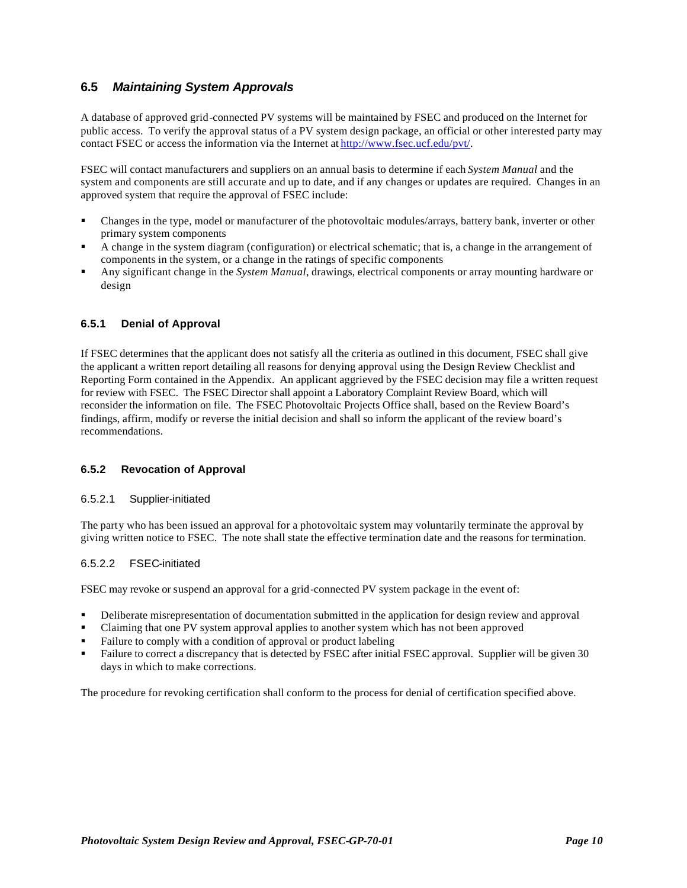## 6.5 *Maintaining System Approvals*

A database of approved grid-connected PV systems will be maintained by FSEC and produced on the Internet for public access. To verify the approval status of a PV system design package, an official or other interested party may contact FSEC or access the information via the Internet at http://www.fsec.ucf.edu/pvt/.

FSEC will contact manufacturers and suppliers on an annual basis to determine if each *System Manual* and the system and components are still accurate and up to date, and if any changes or updates are required. Changes in an approved system that require the approval of FSEC include:

- Changes in the type, model or manufacturer of the photovoltaic modules/arrays, battery bank, inverter or other primary system components
- A change in the system diagram (configuration) or electrical schematic; that is, a change in the arrangement of components in the system, or a change in the ratings of specific components
- Any significant change in the *System Manual*, drawings, electrical components or array mounting hardware or design

### 6.5.1 Denial of Approval

If FSEC determines that the applicant does not satisfy all the criteria as outlined in this document, FSEC shall give the applicant a written report detailing all reasons for denying approval using the Design Review Checklist and Reporting Form contained in the Appendix. An applicant aggrieved by the FSEC decision may file a written request for review with FSEC. The FSEC Director shall appoint a Laboratory Complaint Review Board, which will reconsider the information on file. The FSEC Photovoltaic Projects Office shall, based on the Review Board's findings, affirm, modify or reverse the initial decision and shall so inform the applicant of the review board's recommendations.

### 6.5.2 Revocation of Approval

#### 6.5.2.1 Supplier-initiated

The party who has been issued an approval for a photovoltaic system may voluntarily terminate the approval by giving written notice to FSEC. The note shall state the effective termination date and the reasons for termination.

#### 6.5.2.2 FSEC-initiated

FSEC may revoke or suspend an approval for a grid-connected PV system package in the event of:

- Deliberate misrepresentation of documentation submitted in the application for design review and approval
- Claiming that one PV system approval applies to another system which has not been approved
- Failure to comply with a condition of approval or product labeling
- Failure to correct a discrepancy that is detected by FSEC after initial FSEC approval. Supplier will be given 30 days in which to make corrections.

The procedure for revoking certification shall conform to the process for denial of certification specified above.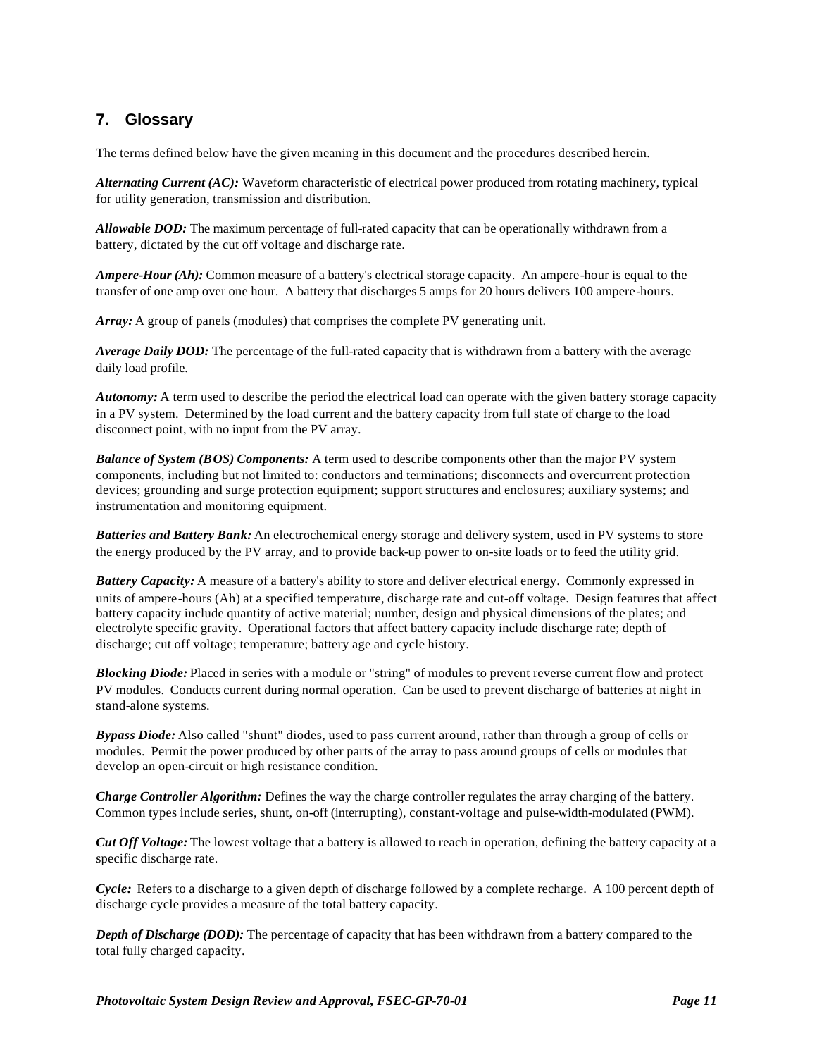## 7. Glossary

The terms defined below have the given meaning in this document and the procedures described herein.

***Alternating Current (AC):*** Waveform characteristic of electrical power produced from rotating machinery, typical for utility generation, transmission and distribution.

***Allowable DOD:*** The maximum percentage of full-rated capacity that can be operationally withdrawn from a battery, dictated by the cut off voltage and discharge rate.

***Ampere-Hour (Ah):*** Common measure of a battery's electrical storage capacity. An ampere-hour is equal to the transfer of one amp over one hour. A battery that discharges 5 amps for 20 hours delivers 100 ampere-hours.

***Array:*** A group of panels (modules) that comprises the complete PV generating unit.

***Average Daily DOD:*** The percentage of the full-rated capacity that is withdrawn from a battery with the average daily load profile.

***Autonomy:*** A term used to describe the period the electrical load can operate with the given battery storage capacity in a PV system. Determined by the load current and the battery capacity from full state of charge to the load disconnect point, with no input from the PV array.

***Balance of System (BOS) Components:*** A term used to describe components other than the major PV system components, including but not limited to: conductors and terminations; disconnects and overcurrent protection devices; grounding and surge protection equipment; support structures and enclosures; auxiliary systems; and instrumentation and monitoring equipment.

***Batteries and Battery Bank:*** An electrochemical energy storage and delivery system, used in PV systems to store the energy produced by the PV array, and to provide back-up power to on-site loads or to feed the utility grid.

***Battery Capacity:*** A measure of a battery's ability to store and deliver electrical energy. Commonly expressed in units of ampere-hours (Ah) at a specified temperature, discharge rate and cut-off voltage. Design features that affect battery capacity include quantity of active material; number, design and physical dimensions of the plates; and electrolyte specific gravity. Operational factors that affect battery capacity include discharge rate; depth of discharge; cut off voltage; temperature; battery age and cycle history.

***Blocking Diode:*** Placed in series with a module or "string" of modules to prevent reverse current flow and protect PV modules. Conducts current during normal operation. Can be used to prevent discharge of batteries at night in stand-alone systems.

***Bypass Diode:*** Also called "shunt" diodes, used to pass current around, rather than through a group of cells or modules. Permit the power produced by other parts of the array to pass around groups of cells or modules that develop an open-circuit or high resistance condition.

***Charge Controller Algorithm:*** Defines the way the charge controller regulates the array charging of the battery. Common types include series, shunt, on-off (interrupting), constant-voltage and pulse-width-modulated (PWM).

***Cut Off Voltage:*** The lowest voltage that a battery is allowed to reach in operation, defining the battery capacity at a specific discharge rate.

***Cycle:*** Refers to a discharge to a given depth of discharge followed by a complete recharge. A 100 percent depth of discharge cycle provides a measure of the total battery capacity.

***Depth of Discharge (DOD):*** The percentage of capacity that has been withdrawn from a battery compared to the total fully charged capacity.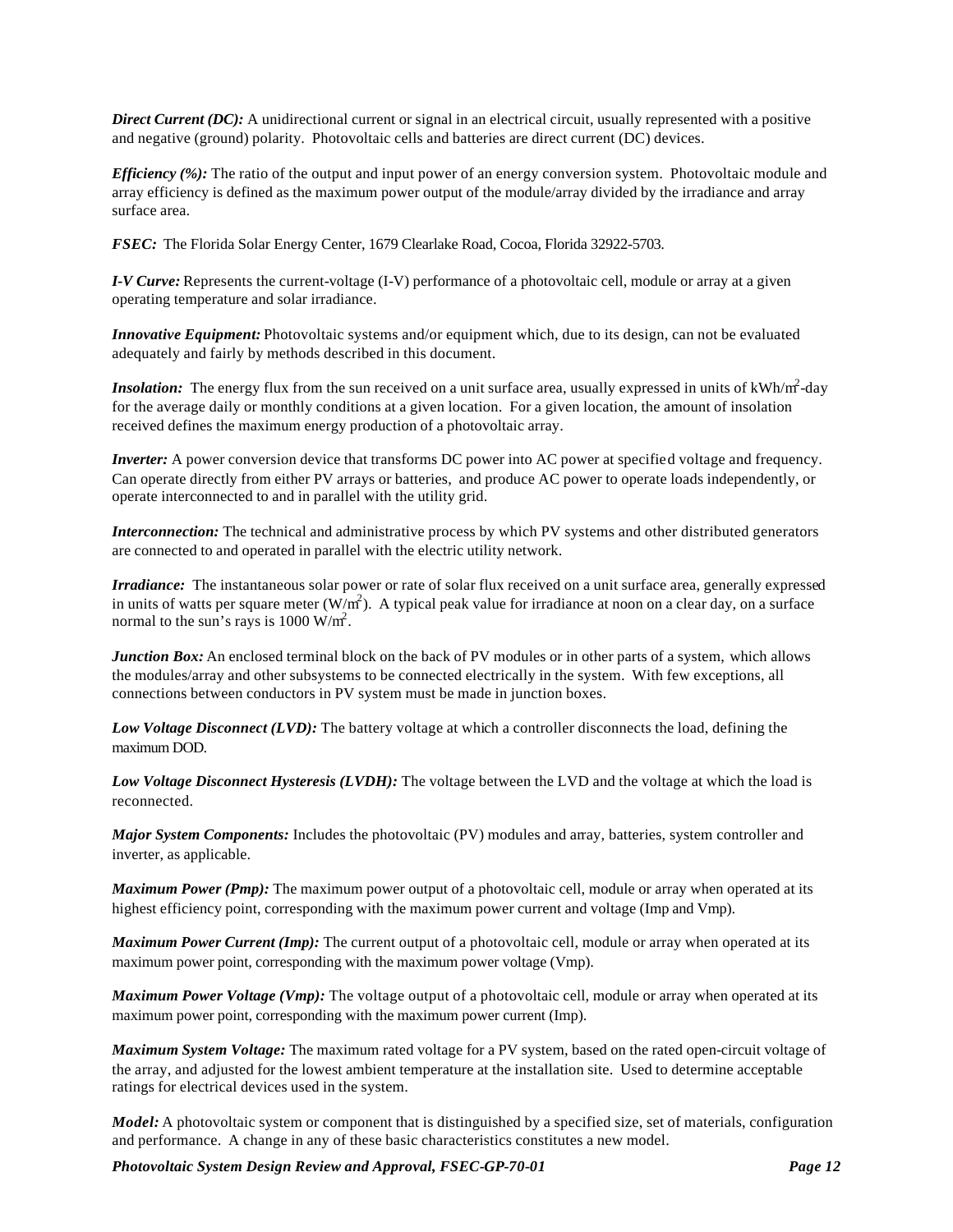***Direct Current (DC):*** A unidirectional current or signal in an electrical circuit, usually represented with a positive and negative (ground) polarity. Photovoltaic cells and batteries are direct current (DC) devices.

***Efficiency (%):*** The ratio of the output and input power of an energy conversion system. Photovoltaic module and array efficiency is defined as the maximum power output of the module/array divided by the irradiance and array surface area.

***FSEC:*** The Florida Solar Energy Center, 1679 Clearlake Road, Cocoa, Florida 32922-5703.

***I-V Curve:*** Represents the current-voltage (I-V) performance of a photovoltaic cell, module or array at a given operating temperature and solar irradiance.

***Innovative Equipment:*** Photovoltaic systems and/or equipment which, due to its design, can not be evaluated adequately and fairly by methods described in this document.

***Insolation:*** The energy flux from the sun received on a unit surface area, usually expressed in units of $kWh/m^2$-day for the average daily or monthly conditions at a given location. For a given location, the amount of insolation received defines the maximum energy production of a photovoltaic array.

***Inverter:*** A power conversion device that transforms DC power into AC power at specified voltage and frequency. Can operate directly from either PV arrays or batteries, and produce AC power to operate loads independently, or operate interconnected to and in parallel with the utility grid.

***Interconnection:*** The technical and administrative process by which PV systems and other distributed generators are connected to and operated in parallel with the electric utility network.

***Irradiance:*** The instantaneous solar power or rate of solar flux received on a unit surface area, generally expressed in units of watts per square meter ($W/m^2$). A typical peak value for irradiance at noon on a clear day, on a surface normal to the sun's rays is 1000 $W/m^2$.

***Junction Box:*** An enclosed terminal block on the back of PV modules or in other parts of a system, which allows the modules/array and other subsystems to be connected electrically in the system. With few exceptions, all connections between conductors in PV system must be made in junction boxes.

***Low Voltage Disconnect (LVD):*** The battery voltage at which a controller disconnects the load, defining the maximum DOD.

***Low Voltage Disconnect Hysteresis (LVDH):*** The voltage between the LVD and the voltage at which the load is reconnected.

***Major System Components:*** Includes the photovoltaic (PV) modules and array, batteries, system controller and inverter, as applicable.

***Maximum Power (Pmp):*** The maximum power output of a photovoltaic cell, module or array when operated at its highest efficiency point, corresponding with the maximum power current and voltage (Imp and Vmp).

***Maximum Power Current (Imp):*** The current output of a photovoltaic cell, module or array when operated at its maximum power point, corresponding with the maximum power voltage (Vmp).

***Maximum Power Voltage (Vmp):*** The voltage output of a photovoltaic cell, module or array when operated at its maximum power point, corresponding with the maximum power current (Imp).

***Maximum System Voltage:*** The maximum rated voltage for a PV system, based on the rated open-circuit voltage of the array, and adjusted for the lowest ambient temperature at the installation site. Used to determine acceptable ratings for electrical devices used in the system.

***Model:*** A photovoltaic system or component that is distinguished by a specified size, set of materials, configuration and performance. A change in any of these basic characteristics constitutes a new model.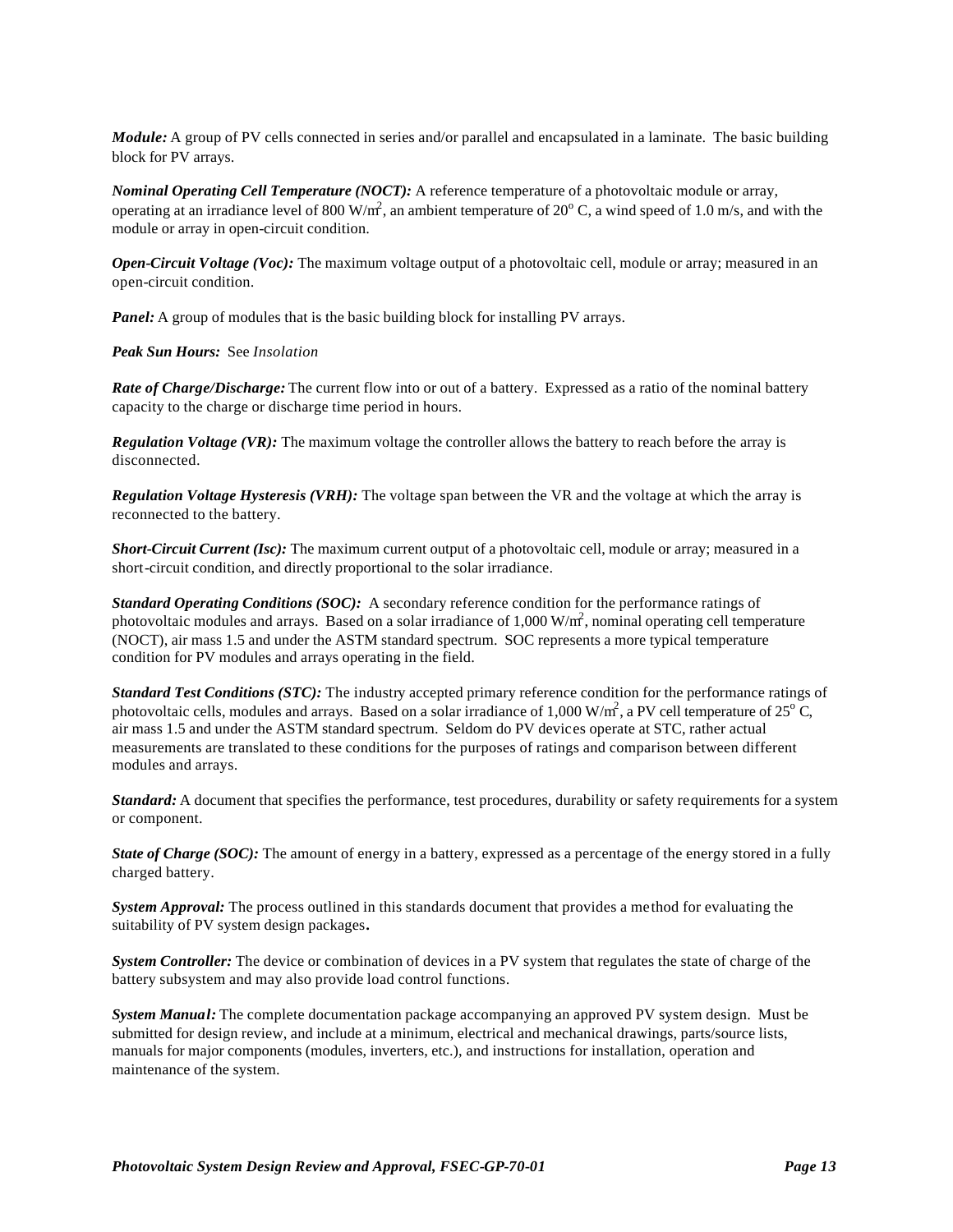***Module:*** A group of PV cells connected in series and/or parallel and encapsulated in a laminate. The basic building block for PV arrays.

***Nominal Operating Cell Temperature (NOCT):*** A reference temperature of a photovoltaic module or array, operating at an irradiance level of 800 W/m$^2$, an ambient temperature of 20$^o$ C, a wind speed of 1.0 m/s, and with the module or array in open-circuit condition.

***Open-Circuit Voltage (Voc):*** The maximum voltage output of a photovoltaic cell, module or array; measured in an open-circuit condition.

***Panel:*** A group of modules that is the basic building block for installing PV arrays.

***Peak Sun Hours:*** See *Insolation*

***Rate of Charge/Discharge:*** The current flow into or out of a battery. Expressed as a ratio of the nominal battery capacity to the charge or discharge time period in hours.

***Regulation Voltage (VR):*** The maximum voltage the controller allows the battery to reach before the array is disconnected.

***Regulation Voltage Hysteresis (VRH):*** The voltage span between the VR and the voltage at which the array is reconnected to the battery.

***Short-Circuit Current (Isc):*** The maximum current output of a photovoltaic cell, module or array; measured in a short-circuit condition, and directly proportional to the solar irradiance.

***Standard Operating Conditions (SOC):*** A secondary reference condition for the performance ratings of photovoltaic modules and arrays. Based on a solar irradiance of 1,000 W/m$^2$, nominal operating cell temperature (NOCT), air mass 1.5 and under the ASTM standard spectrum. SOC represents a more typical temperature condition for PV modules and arrays operating in the field.

***Standard Test Conditions (STC):*** The industry accepted primary reference condition for the performance ratings of photovoltaic cells, modules and arrays. Based on a solar irradiance of 1,000 W/m$^2$, a PV cell temperature of 25$^o$ C, air mass 1.5 and under the ASTM standard spectrum. Seldom do PV devices operate at STC, rather actual measurements are translated to these conditions for the purposes of ratings and comparison between different modules and arrays.

***Standard:*** A document that specifies the performance, test procedures, durability or safety requirements for a system or component.

***State of Charge (SOC):*** The amount of energy in a battery, expressed as a percentage of the energy stored in a fully charged battery.

***System Approval:*** The process outlined in this standards document that provides a method for evaluating the suitability of PV system design packages**.**

***System Controller:*** The device or combination of devices in a PV system that regulates the state of charge of the battery subsystem and may also provide load control functions.

***System Manual:*** The complete documentation package accompanying an approved PV system design. Must be submitted for design review, and include at a minimum, electrical and mechanical drawings, parts/source lists, manuals for major components (modules, inverters, etc.), and instructions for installation, operation and maintenance of the system.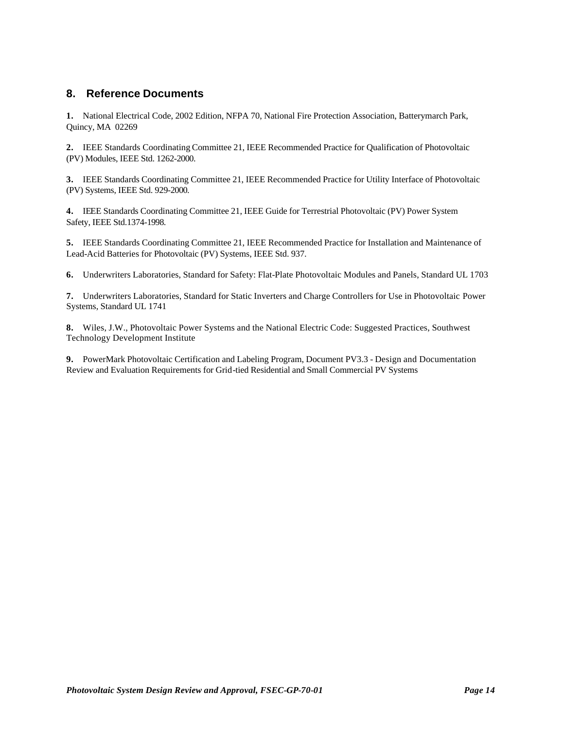## 8. Reference Documents

**1.** National Electrical Code, 2002 Edition, NFPA 70, National Fire Protection Association, Batterymarch Park, Quincy, MA 02269

**2.** IEEE Standards Coordinating Committee 21, IEEE Recommended Practice for Qualification of Photovoltaic (PV) Modules, IEEE Std. 1262-2000.

**3.** IEEE Standards Coordinating Committee 21, IEEE Recommended Practice for Utility Interface of Photovoltaic (PV) Systems, IEEE Std. 929-2000.

**4.** IEEE Standards Coordinating Committee 21, IEEE Guide for Terrestrial Photovoltaic (PV) Power System Safety, IEEE Std.1374-1998.

**5.** IEEE Standards Coordinating Committee 21, IEEE Recommended Practice for Installation and Maintenance of Lead-Acid Batteries for Photovoltaic (PV) Systems, IEEE Std. 937.

**6.** Underwriters Laboratories, Standard for Safety: Flat-Plate Photovoltaic Modules and Panels, Standard UL 1703

**7.** Underwriters Laboratories, Standard for Static Inverters and Charge Controllers for Use in Photovoltaic Power Systems, Standard UL 1741

**8.** Wiles, J.W., Photovoltaic Power Systems and the National Electric Code: Suggested Practices, Southwest Technology Development Institute

**9.** PowerMark Photovoltaic Certification and Labeling Program, Document PV3.3 - Design and Documentation Review and Evaluation Requirements for Grid-tied Residential and Small Commercial PV Systems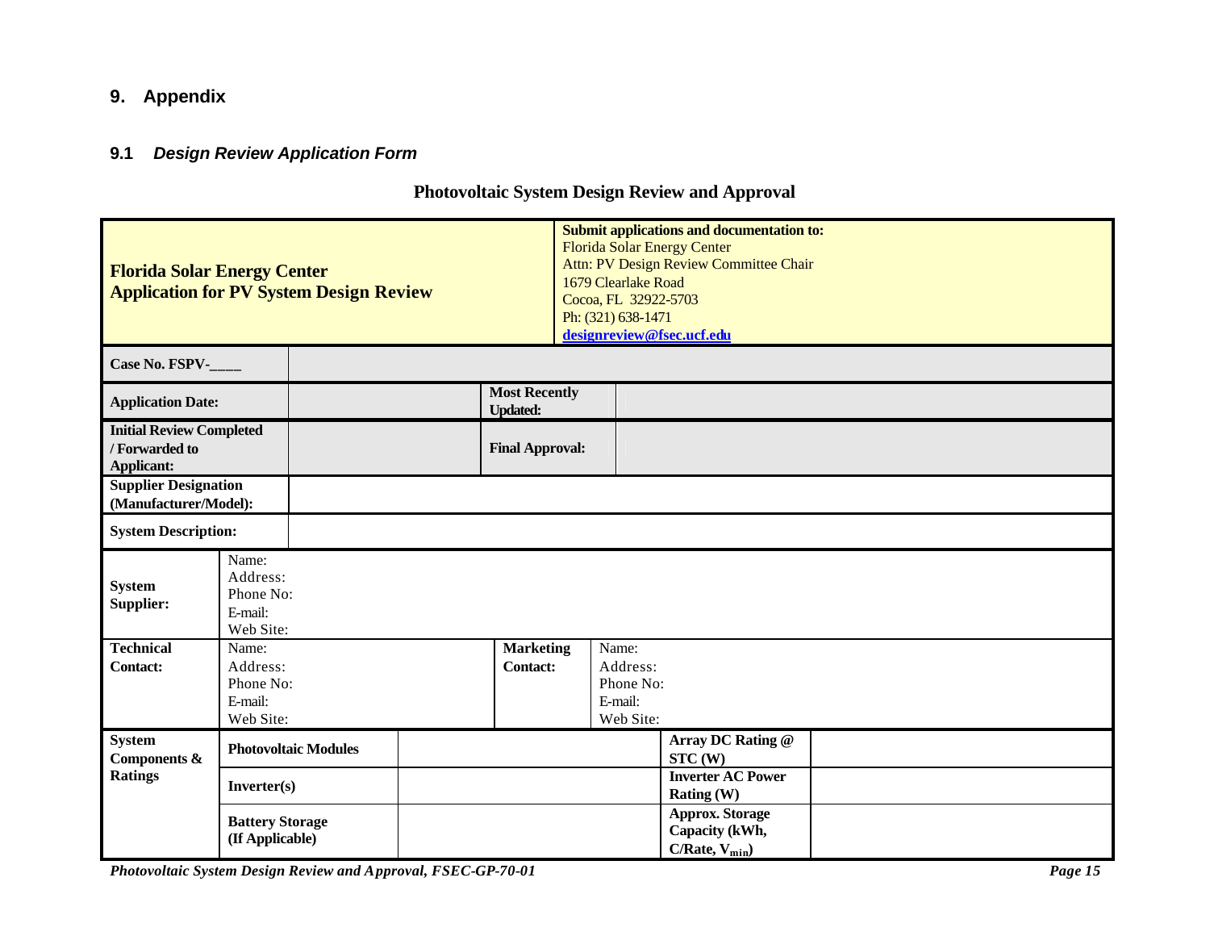## 9. Appendix

### 9.1 *Design Review Application Form*

**Photovoltaic System Design Review and Approval**

| **Florida Solar Energy Center**<br>**Application for PV System Design Review** | | | **Submit applications and documentation to:**<br>Florida Solar Energy Center<br>Attn: PV Design Review Committee Chair<br>1679 Clearlake Road<br>Cocoa, FL 32922-5703<br>Ph: (321) 638-1471<br>**designreview@fsec.ucf.edu** | | |
|---|---|---|---|---|---|
| **Case No. FSPV-____** | | | | | |
| **Application Date:** | | | **Most Recently Updated:** | | |
| **Initial Review Completed / Forwarded to Applicant:** | | | **Final Approval:** | | |
| **Supplier Designation (Manufacturer/Model):** | | | | | |
| **System Description:** | | | | | |
| **System Supplier:** | Name:<br>Address:<br>Phone No:<br>E-mail:<br>Web Site: | | | | |
| **Technical Contact:** | Name:<br>Address:<br>Phone No:<br>E-mail:<br>Web Site: | | **Marketing Contact:** | Name:<br>Address:<br>Phone No:<br>E-mail:<br>Web Site: | |
| **System Components & Ratings** | **Photovoltaic Modules** | | | **Array DC Rating @ STC (W)** | |
| | **Inverter(s)** | | | **Inverter AC Power Rating (W)** | |
| | **Battery Storage (If Applicable)** | | | **Approx. Storage Capacity (kWh, C/Rate, $V_{min}$)** | |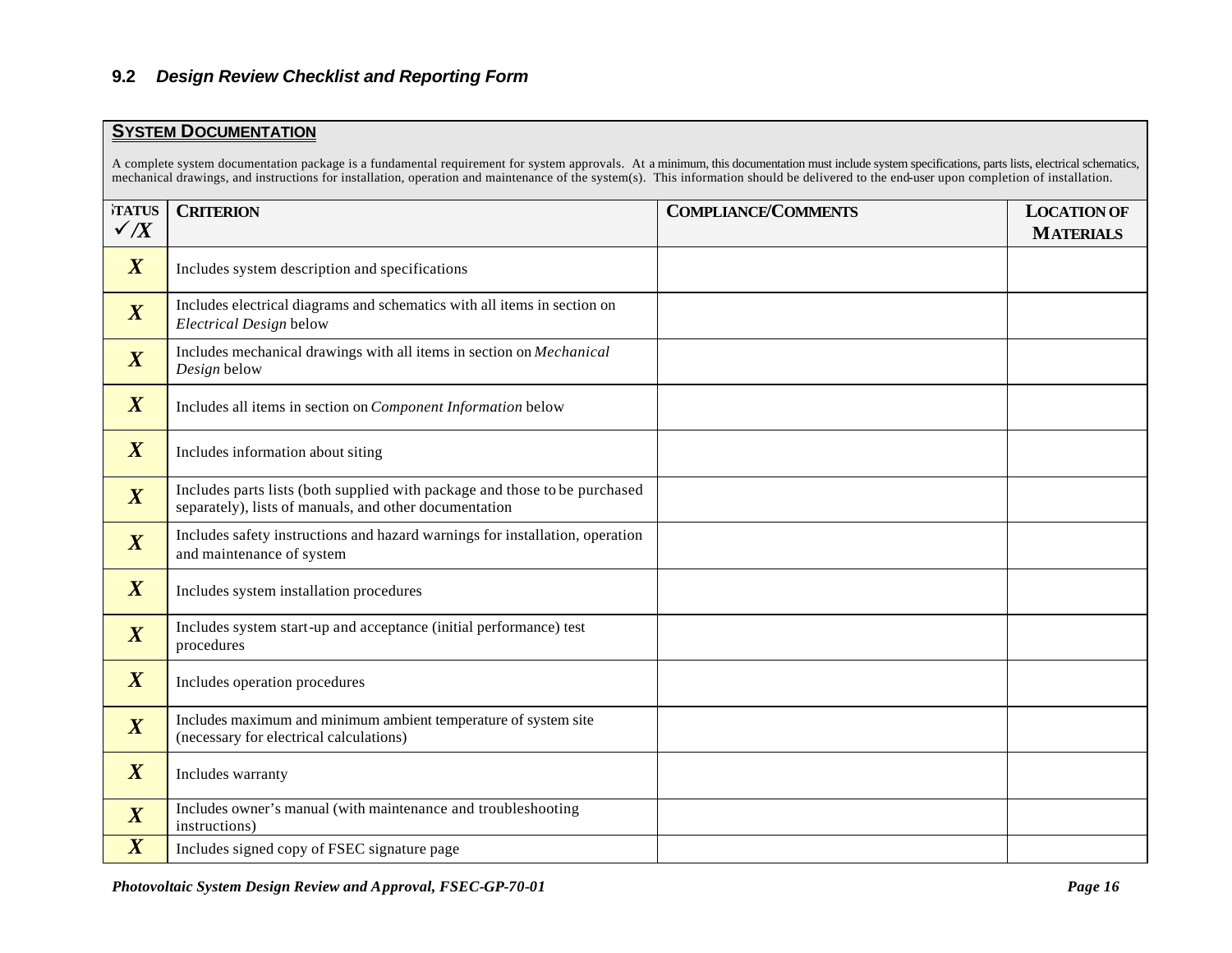## 9.2 *Design Review Checklist and Reporting Form*

**SYSTEM DOCUMENTATION**

A complete system documentation package is a fundamental requirement for system approvals. At a minimum, this documentation must include system specifications, parts lists, electrical schematics, mechanical drawings, and instructions for installation, operation and maintenance of the system(s). This information should be delivered to the end-user upon completion of installation.

| STATUS ✓/X | CRITERION | COMPLIANCE/COMMENTS | LOCATION OF MATERIALS |
|---|---|---|---|
| ***X*** | Includes system description and specifications | | |
| ***X*** | Includes electrical diagrams and schematics with all items in section on *Electrical Design* below | | |
| ***X*** | Includes mechanical drawings with all items in section on *Mechanical Design* below | | |
| ***X*** | Includes all items in section on *Component Information* below | | |
| ***X*** | Includes information about siting | | |
| ***X*** | Includes parts lists (both supplied with package and those to be purchased separately), lists of manuals, and other documentation | | |
| ***X*** | Includes safety instructions and hazard warnings for installation, operation and maintenance of system | | |
| ***X*** | Includes system installation procedures | | |
| ***X*** | Includes system start-up and acceptance (initial performance) test procedures | | |
| ***X*** | Includes operation procedures | | |
| ***X*** | Includes maximum and minimum ambient temperature of system site (necessary for electrical calculations) | | |
| ***X*** | Includes warranty | | |
| ***X*** | Includes owner's manual (with maintenance and troubleshooting instructions) | | |
| ***X*** | Includes signed copy of FSEC signature page | | |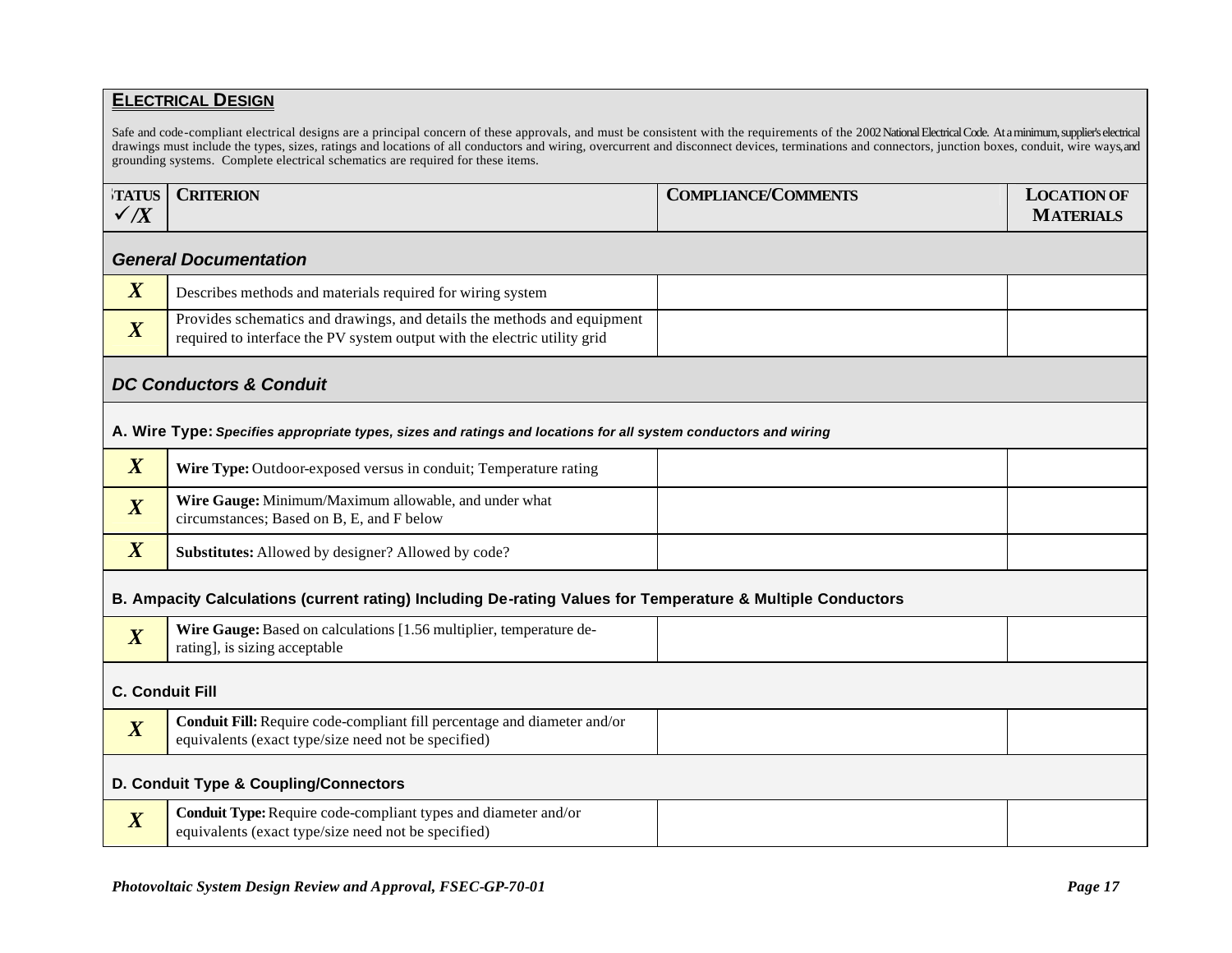## ELECTRICAL DESIGN

Safe and code-compliant electrical designs are a principal concern of these approvals, and must be consistent with the requirements of the 2002 National Electrical Code. At a minimum, supplier's electrical drawings must include the types, sizes, ratings and locations of all conductors and wiring, overcurrent and disconnect devices, terminations and connectors, junction boxes, conduit, wire ways, and grounding systems. Complete electrical schematics are required for these items.

| STATUS ✓/X | CRITERION | COMPLIANCE/COMMENTS | LOCATION OF MATERIALS |
|---|---|---|---|
| ***General Documentation*** | | | |
| ***X*** | Describes methods and materials required for wiring system | | |
| ***X*** | Provides schematics and drawings, and details the methods and equipment required to interface the PV system output with the electric utility grid | | |
| ***DC Conductors & Conduit*** | | | |
| **A. Wire Type:** ***Specifies appropriate types, sizes and ratings and locations for all system conductors and wiring*** | | | |
| ***X*** | **Wire Type:** Outdoor-exposed versus in conduit; Temperature rating | | |
| ***X*** | **Wire Gauge:** Minimum/Maximum allowable, and under what circumstances; Based on B, E, and F below | | |
| ***X*** | **Substitutes:** Allowed by designer? Allowed by code? | | |
| **B. Ampacity Calculations (current rating) Including De-rating Values for Temperature & Multiple Conductors** | | | |
| ***X*** | **Wire Gauge:** Based on calculations [1.56 multiplier, temperature de-rating], is sizing acceptable | | |
| **C. Conduit Fill** | | | |
| ***X*** | **Conduit Fill:** Require code-compliant fill percentage and diameter and/or equivalents (exact type/size need not be specified) | | |
| **D. Conduit Type & Coupling/Connectors** | | | |
| ***X*** | **Conduit Type:** Require code-compliant types and diameter and/or equivalents (exact type/size need not be specified) | | |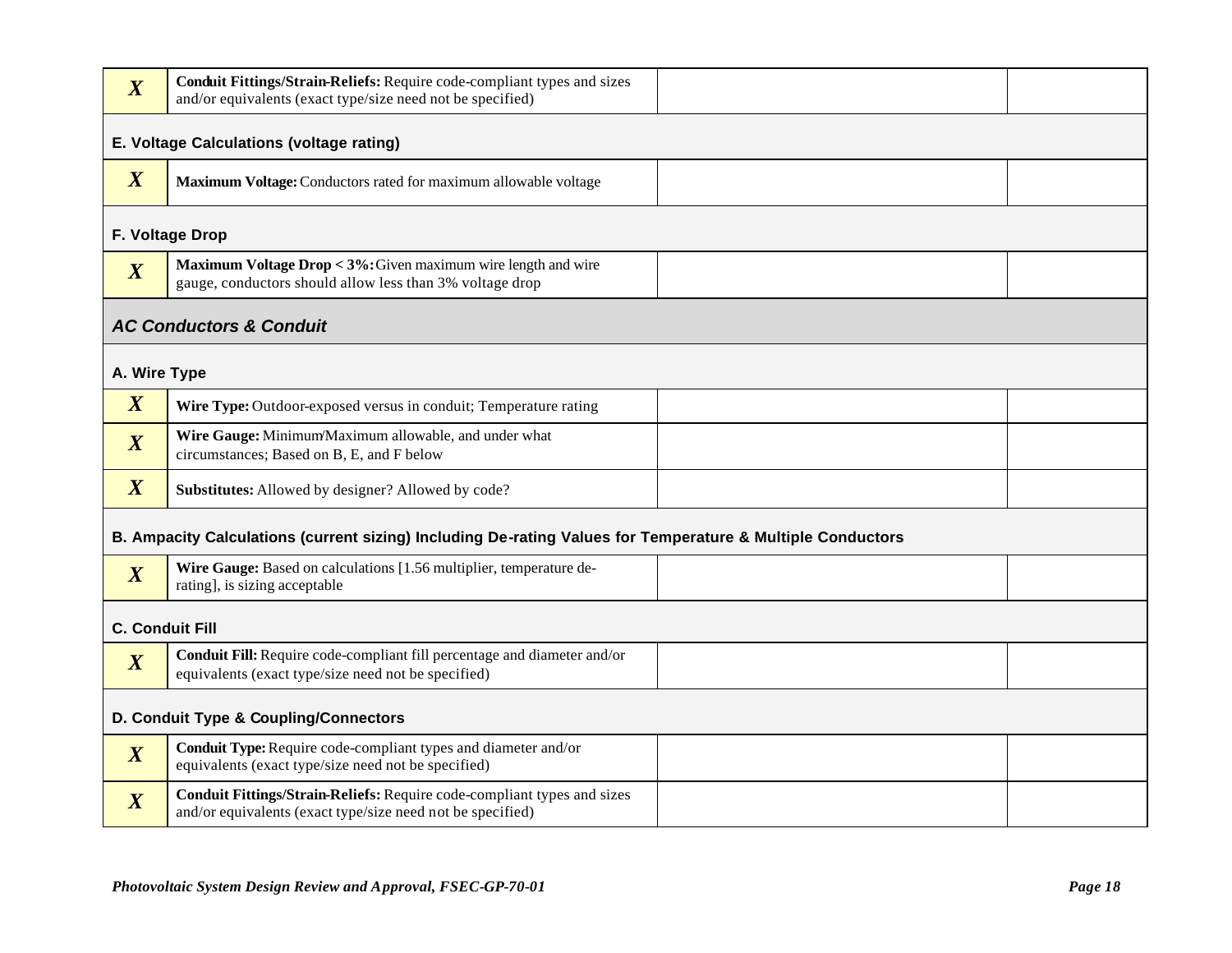| | | | |
|---|---|---|---|
| ***X*** | **Conduit Fittings/Strain-Reliefs:** Require code-compliant types and sizes and/or equivalents (exact type/size need not be specified) | | |
| **E. Voltage Calculations (voltage rating)** | | | |
| ***X*** | **Maximum Voltage:** Conductors rated for maximum allowable voltage | | |
| **F. Voltage Drop** | | | |
| ***X*** | **Maximum Voltage Drop < 3%:** Given maximum wire length and wire gauge, conductors should allow less than 3% voltage drop | | |
| ***AC Conductors & Conduit*** | | | |
| **A. Wire Type** | | | |
| ***X*** | **Wire Type:** Outdoor-exposed versus in conduit; Temperature rating | | |
| ***X*** | **Wire Gauge:** Minimum/Maximum allowable, and under what circumstances; Based on B, E, and F below | | |
| ***X*** | **Substitutes:** Allowed by designer? Allowed by code? | | |
| **B. Ampacity Calculations (current sizing) Including De-rating Values for Temperature & Multiple Conductors** | | | |
| ***X*** | **Wire Gauge:** Based on calculations [1.56 multiplier, temperature de-rating], is sizing acceptable | | |
| **C. Conduit Fill** | | | |
| ***X*** | **Conduit Fill:** Require code-compliant fill percentage and diameter and/or equivalents (exact type/size need not be specified) | | |
| **D. Conduit Type & Coupling/Connectors** | | | |
| ***X*** | **Conduit Type:** Require code-compliant types and diameter and/or equivalents (exact type/size need not be specified) | | |
| ***X*** | **Conduit Fittings/Strain-Reliefs:** Require code-compliant types and sizes and/or equivalents (exact type/size need not be specified) | | |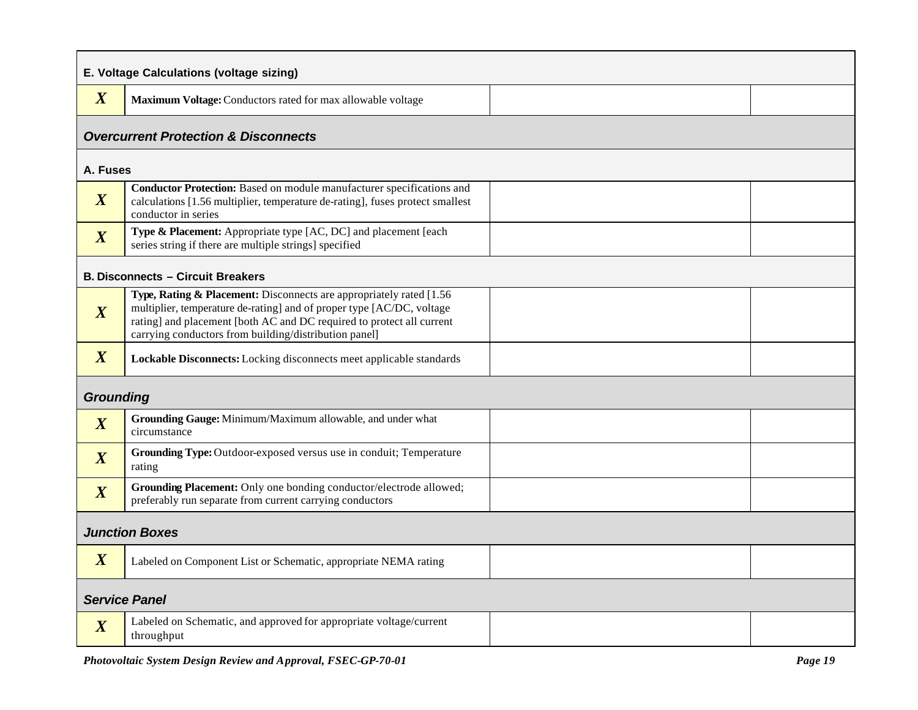| | | | |
|---|---|---|---|
| **E. Voltage Calculations (voltage sizing)** | | | |
| ***X*** | **Maximum Voltage:** Conductors rated for max allowable voltage | | |
| ***Overcurrent Protection & Disconnects*** | | | |
| **A. Fuses** | | | |
| ***X*** | **Conductor Protection:** Based on module manufacturer specifications and calculations [1.56 multiplier, temperature de-rating], fuses protect smallest conductor in series | | |
| ***X*** | **Type & Placement:** Appropriate type [AC, DC] and placement [each series string if there are multiple strings] specified | | |
| **B. Disconnects – Circuit Breakers** | | | |
| ***X*** | **Type, Rating & Placement:** Disconnects are appropriately rated [1.56 multiplier, temperature de-rating] and of proper type [AC/DC, voltage rating] and placement [both AC and DC required to protect all current carrying conductors from building/distribution panel] | | |
| ***X*** | **Lockable Disconnects:** Locking disconnects meet applicable standards | | |
| ***Grounding*** | | | |
| ***X*** | **Grounding Gauge:** Minimum/Maximum allowable, and under what circumstance | | |
| ***X*** | **Grounding Type:** Outdoor-exposed versus use in conduit; Temperature rating | | |
| ***X*** | **Grounding Placement:** Only one bonding conductor/electrode allowed; preferably run separate from current carrying conductors | | |
| ***Junction Boxes*** | | | |
| ***X*** | Labeled on Component List or Schematic, appropriate NEMA rating | | |
| ***Service Panel*** | | | |
| ***X*** | Labeled on Schematic, and approved for appropriate voltage/current throughput | | |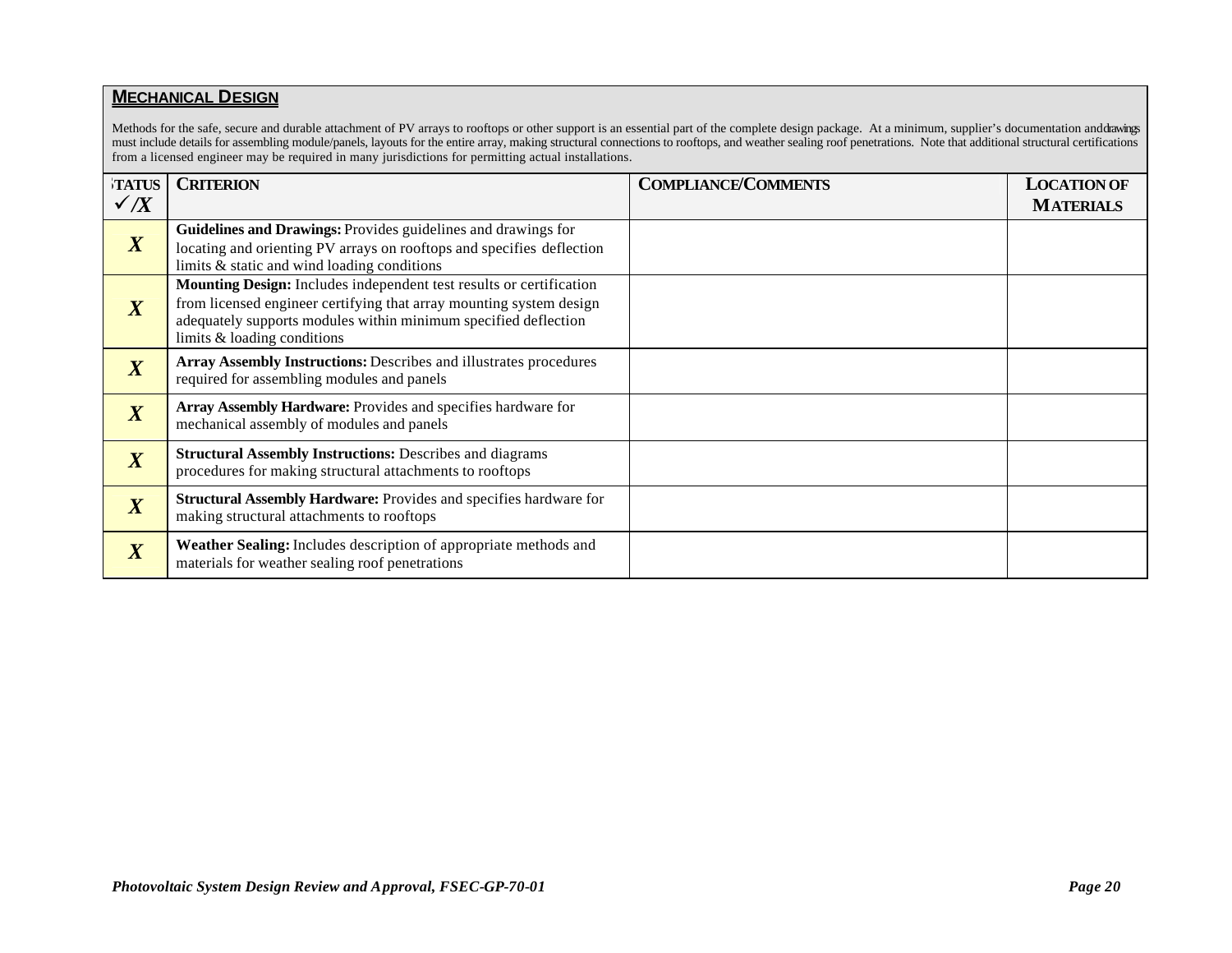## MECHANICAL DESIGN

Methods for the safe, secure and durable attachment of PV arrays to rooftops or other support is an essential part of the complete design package. At a minimum, supplier's documentation and drawings must include details for assembling module/panels, layouts for the entire array, making structural connections to rooftops, and weather sealing roof penetrations. Note that additional structural certifications from a licensed engineer may be required in many jurisdictions for permitting actual installations.

| STATUS ✓/X | CRITERION | COMPLIANCE/COMMENTS | LOCATION OF MATERIALS |
|---|---|---|---|
| ***X*** | **Guidelines and Drawings:** Provides guidelines and drawings for locating and orienting PV arrays on rooftops and specifies deflection limits & static and wind loading conditions | | |
| ***X*** | **Mounting Design:** Includes independent test results or certification from licensed engineer certifying that array mounting system design adequately supports modules within minimum specified deflection limits & loading conditions | | |
| ***X*** | **Array Assembly Instructions:** Describes and illustrates procedures required for assembling modules and panels | | |
| ***X*** | **Array Assembly Hardware:** Provides and specifies hardware for mechanical assembly of modules and panels | | |
| ***X*** | **Structural Assembly Instructions:** Describes and diagrams procedures for making structural attachments to rooftops | | |
| ***X*** | **Structural Assembly Hardware:** Provides and specifies hardware for making structural attachments to rooftops | | |
| ***X*** | **Weather Sealing:** Includes description of appropriate methods and materials for weather sealing roof penetrations | | |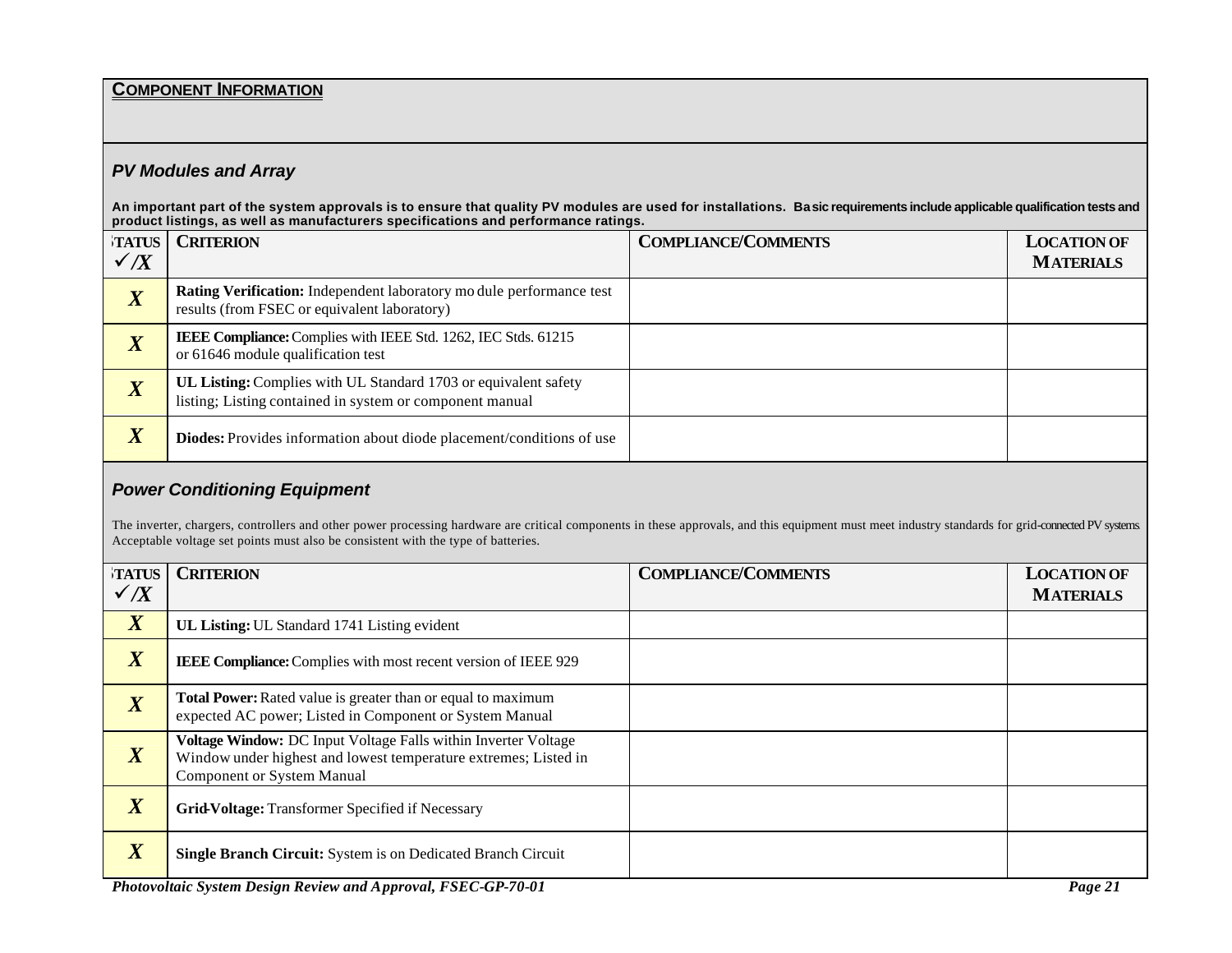## COMPONENT INFORMATION

### *PV Modules and Array*

**An important part of the system approvals is to ensure that quality PV modules are used for installations. Basic requirements include applicable qualification tests and product listings, as well as manufacturers specifications and performance ratings.**

| STATUS ✓/X | CRITERION | COMPLIANCE/COMMENTS | LOCATION OF MATERIALS |
|---|---|---|---|
| X | **Rating Verification:** Independent laboratory module performance test results (from FSEC or equivalent laboratory) | | |
| X | **IEEE Compliance:** Complies with IEEE Std. 1262, IEC Stds. 61215 or 61646 module qualification test | | |
| X | **UL Listing:** Complies with UL Standard 1703 or equivalent safety listing; Listing contained in system or component manual | | |
| X | **Diodes:** Provides information about diode placement/conditions of use | | |

### *Power Conditioning Equipment*

The inverter, chargers, controllers and other power processing hardware are critical components in these approvals, and this equipment must meet industry standards for grid-connected PV systems. Acceptable voltage set points must also be consistent with the type of batteries.

| STATUS ✓/X | CRITERION | COMPLIANCE/COMMENTS | LOCATION OF MATERIALS |
|---|---|---|---|
| X | **UL Listing:** UL Standard 1741 Listing evident | | |
| X | **IEEE Compliance:** Complies with most recent version of IEEE 929 | | |
| X | **Total Power:** Rated value is greater than or equal to maximum expected AC power; Listed in Component or System Manual | | |
| X | **Voltage Window:** DC Input Voltage Falls within Inverter Voltage Window under highest and lowest temperature extremes; Listed in Component or System Manual | | |
| X | **Grid-Voltage:** Transformer Specified if Necessary | | |
| X | **Single Branch Circuit:** System is on Dedicated Branch Circuit | | |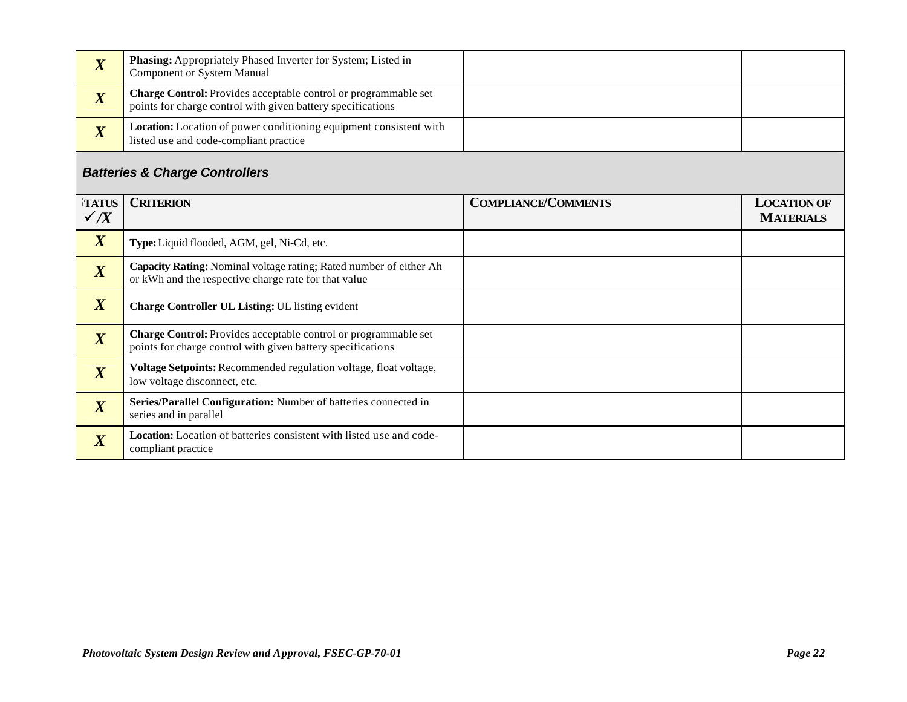| | | | |
|---|---|---|---|
| *X* | **Phasing:** Appropriately Phased Inverter for System; Listed in Component or System Manual | | |
| *X* | **Charge Control:** Provides acceptable control or programmable set points for charge control with given battery specifications | | |
| *X* | **Location:** Location of power conditioning equipment consistent with listed use and code-compliant practice | | |

### *Batteries & Charge Controllers*

| STATUS ✓/X | CRITERION | COMPLIANCE/COMMENTS | LOCATION OF MATERIALS |
|---|---|---|---|
| *X* | **Type:** Liquid flooded, AGM, gel, Ni-Cd, etc. | | |
| *X* | **Capacity Rating:** Nominal voltage rating; Rated number of either Ah or kWh and the respective charge rate for that value | | |
| *X* | **Charge Controller UL Listing:** UL listing evident | | |
| *X* | **Charge Control:** Provides acceptable control or programmable set points for charge control with given battery specifications | | |
| *X* | **Voltage Setpoints:** Recommended regulation voltage, float voltage, low voltage disconnect, etc. | | |
| *X* | **Series/Parallel Configuration:** Number of batteries connected in series and in parallel | | |
| *X* | **Location:** Location of batteries consistent with listed use and code-compliant practice | | |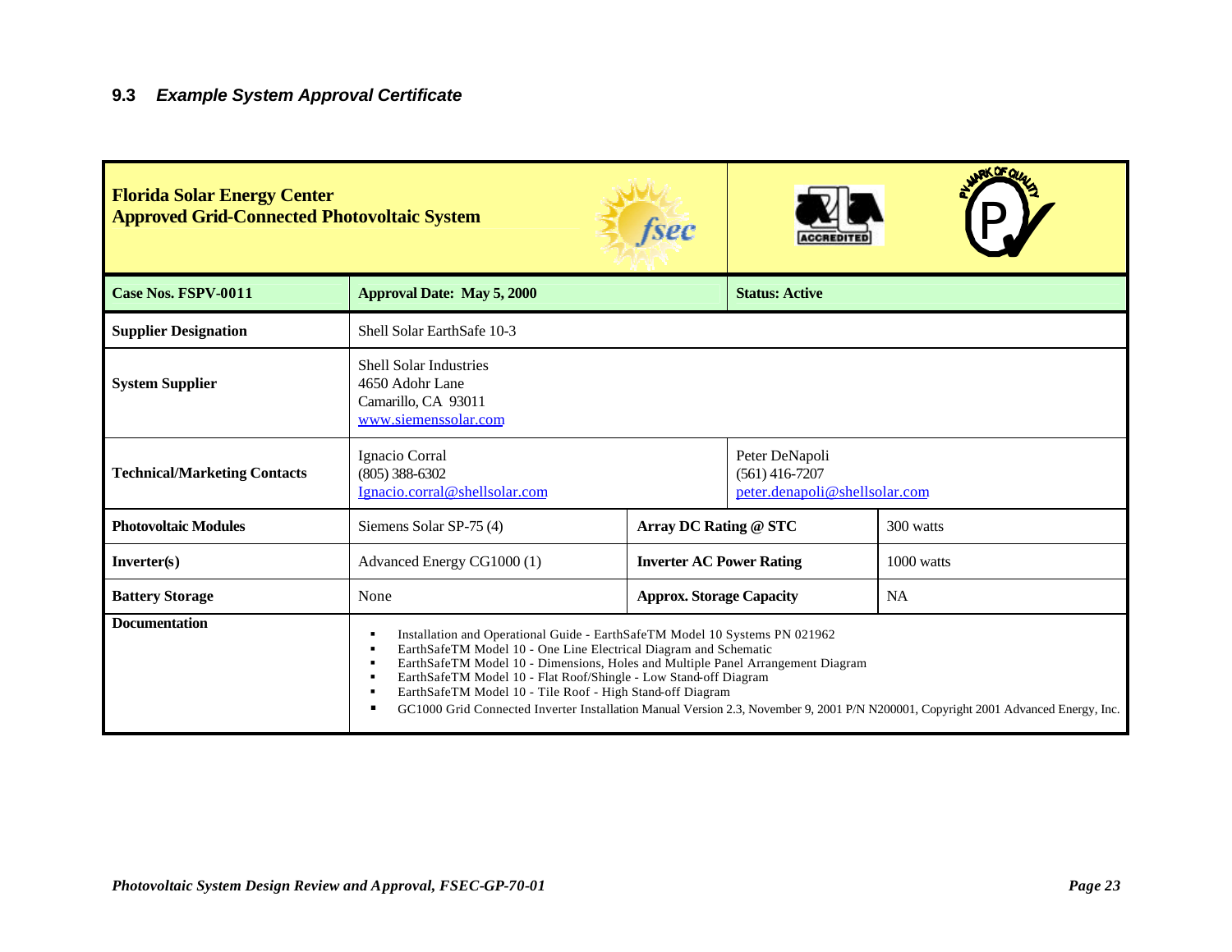## 9.3 *Example System Approval Certificate*

| | | | |
|---|---|---|---|
| **Florida Solar Energy Center**<br>**Approved Grid-Connected Photovoltaic System** | | | |
| **Case Nos. FSPV-0011** | **Approval Date: May 5, 2000** | | **Status: Active** |
| **Supplier Designation** | Shell Solar EarthSafe 10-3 | | |
| **System Supplier** | Shell Solar Industries<br>4650 Adohr Lane<br>Camarillo, CA 93011<br>www.siemenssolar.com | | |
| **Technical/Marketing Contacts** | Ignacio Corral<br>(805) 388-6302<br>Ignacio.corral@shellsolar.com | | Peter DeNapoli<br>(561) 416-7207<br>peter.denapoli@shellsolar.com |
| **Photovoltaic Modules** | Siemens Solar SP-75 (4) | **Array DC Rating @ STC** | 300 watts |
| **Inverter(s)** | Advanced Energy CG1000 (1) | **Inverter AC Power Rating** | 1000 watts |
| **Battery Storage** | None | **Approx. Storage Capacity** | NA |
| **Documentation** | ▪ Installation and Operational Guide - EarthSafeTM Model 10 Systems PN 021962<br>▪ EarthSafeTM Model 10 - One Line Electrical Diagram and Schematic<br>▪ EarthSafeTM Model 10 - Dimensions, Holes and Multiple Panel Arrangement Diagram<br>▪ EarthSafeTM Model 10 - Flat Roof/Shingle - Low Stand-off Diagram<br>▪ EarthSafeTM Model 10 - Tile Roof - High Stand-off Diagram<br>▪ GC1000 Grid Connected Inverter Installation Manual Version 2.3, November 9, 2001 P/N N200001, Copyright 2001 Advanced Energy, Inc. | | |